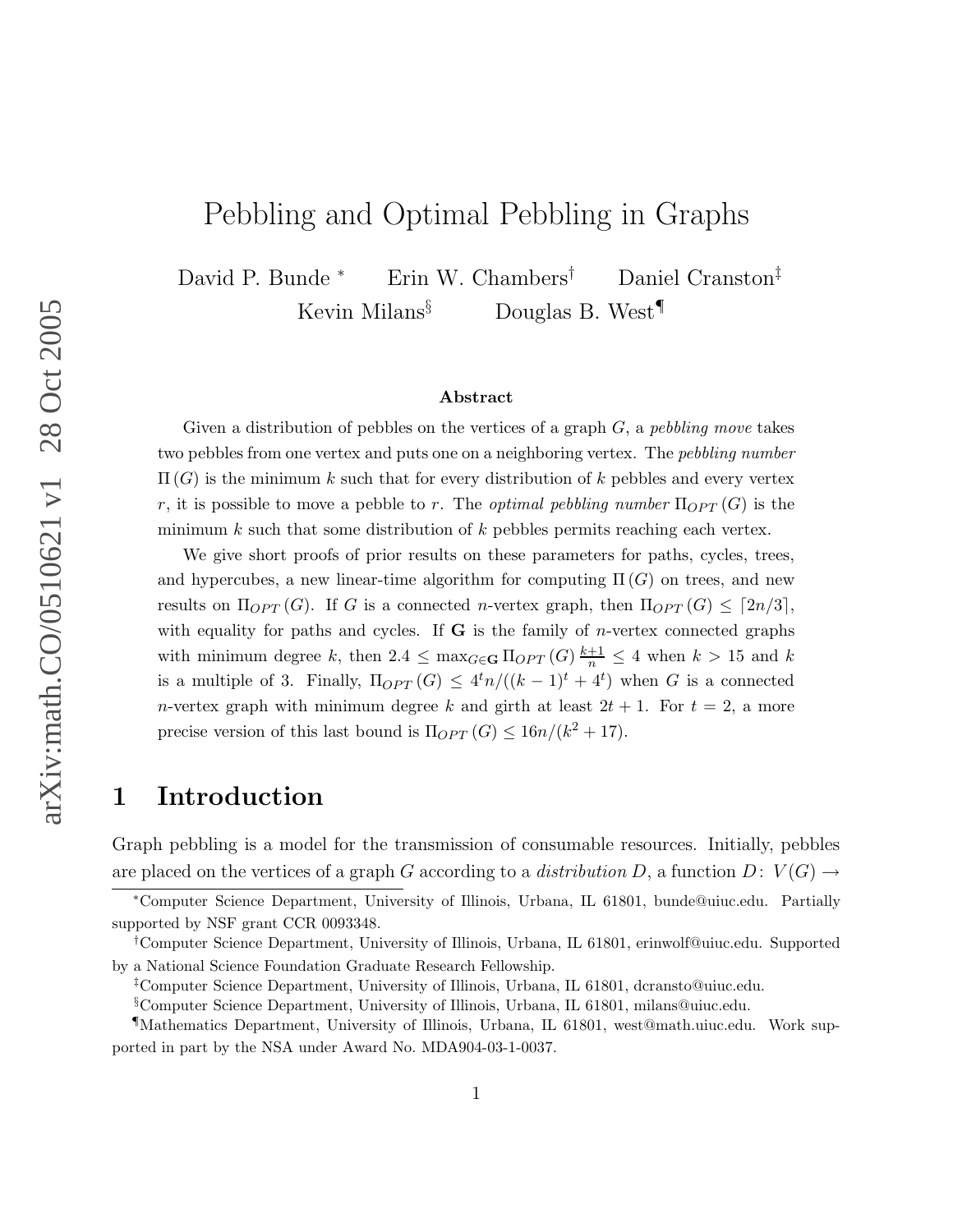# Pebbling and Optimal Pebbling in Graphs

David P. Bunde [*] Erin W. Chambers [†] Daniel Cranston [‡]
Kevin Milans [§] Douglas B. West [¶]

### Abstract

Given a distribution of pebbles on the vertices of a graph $G$, a *pebbling move* takes two pebbles from one vertex and puts one on a neighboring vertex. The *pebbling number* $\Pi(G)$ is the minimum $k$ such that for every distribution of $k$ pebbles and every vertex $r$, it is possible to move a pebble to $r$. The *optimal pebbling number* $\Pi_{OPT}(G)$ is the minimum $k$ such that some distribution of $k$ pebbles permits reaching each vertex.

We give short proofs of prior results on these parameters for paths, cycles, trees, and hypercubes, a new linear-time algorithm for computing $\Pi(G)$ on trees, and new results on $\Pi_{OPT}(G)$. If $G$ is a connected $n$-vertex graph, then $\Pi_{OPT}(G) \le \lceil 2n/3 \rceil$, with equality for paths and cycles. If $\mathbf{G}$ is the family of $n$-vertex connected graphs with minimum degree $k$, then $2.4 \le \max_{G \in \mathbf{G}} \Pi_{OPT}(G) \frac{k+1}{n} \le 4$ when $k > 15$ and $k$ is a multiple of 3. Finally, $\Pi_{OPT}(G) \le 4^t n/((k-1)^t + 4^t)$ when $G$ is a connected $n$-vertex graph with minimum degree $k$ and girth at least $2t+1$. For $t = 2$, a more precise version of this last bound is $\Pi_{OPT}(G) \le 16n/(k^2+17)$.

## 1 Introduction

Graph pebbling is a model for the transmission of consumable resources. Initially, pebbles are placed on the vertices of a graph $G$ according to a *distribution* $D$, a function $D\colon V(G) \to$

---

[*] Computer Science Department, University of Illinois, Urbana, IL 61801, bunde@uiuc.edu. Partially supported by NSF grant CCR 0093348.

[†] Computer Science Department, University of Illinois, Urbana, IL 61801, erinwolf@uiuc.edu. Supported by a National Science Foundation Graduate Research Fellowship.

[‡] Computer Science Department, University of Illinois, Urbana, IL 61801, dcransto@uiuc.edu.

[§] Computer Science Department, University of Illinois, Urbana, IL 61801, milans@uiuc.edu.

[¶] Mathematics Department, University of Illinois, Urbana, IL 61801, west@math.uiuc.edu. Work supported in part by the NSA under Award No. MDA904-03-1-0037.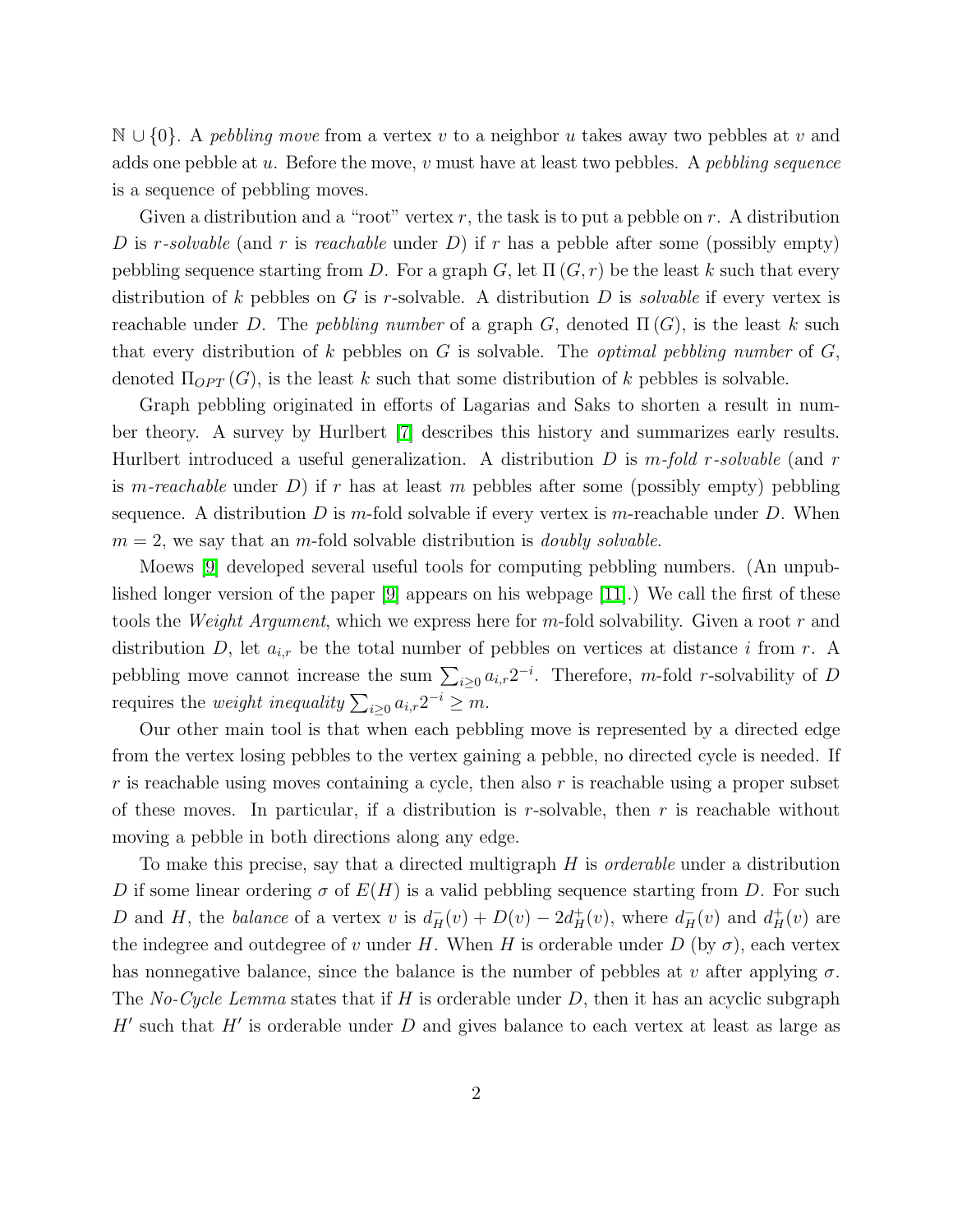$\mathbb{N} \cup \{0\}$. A *pebbling move* from a vertex $v$ to a neighbor $u$ takes away two pebbles at $v$ and adds one pebble at $u$. Before the move, $v$ must have at least two pebbles. A *pebbling sequence* is a sequence of pebbling moves.

Given a distribution and a "root" vertex $r$, the task is to put a pebble on $r$. A distribution $D$ is *$r$-solvable* (and $r$ is *reachable* under $D$) if $r$ has a pebble after some (possibly empty) pebbling sequence starting from $D$. For a graph $G$, let $\Pi(G, r)$ be the least $k$ such that every distribution of $k$ pebbles on $G$ is $r$-solvable. A distribution $D$ is *solvable* if every vertex is reachable under $D$. The *pebbling number* of a graph $G$, denoted $\Pi(G)$, is the least $k$ such that every distribution of $k$ pebbles on $G$ is solvable. The *optimal pebbling number* of $G$, denoted $\Pi_{OPT}(G)$, is the least $k$ such that some distribution of $k$ pebbles is solvable.

Graph pebbling originated in efforts of Lagarias and Saks to shorten a result in number theory. A survey by Hurlbert [7] describes this history and summarizes early results. Hurlbert introduced a useful generalization. A distribution $D$ is *$m$-fold $r$-solvable* (and $r$ is *$m$-reachable* under $D$) if $r$ has at least $m$ pebbles after some (possibly empty) pebbling sequence. A distribution $D$ is $m$-fold solvable if every vertex is $m$-reachable under $D$. When $m = 2$, we say that an $m$-fold solvable distribution is *doubly solvable*.

Moews [9] developed several useful tools for computing pebbling numbers. (An unpublished longer version of the paper [9] appears on his webpage [11].) We call the first of these tools the *Weight Argument*, which we express here for $m$-fold solvability. Given a root $r$ and distribution $D$, let $a_{i,r}$ be the total number of pebbles on vertices at distance $i$ from $r$. A pebbling move cannot increase the sum $\sum_{i \geq 0} a_{i,r} 2^{-i}$. Therefore, $m$-fold $r$-solvability of $D$ requires the *weight inequality* $\sum_{i \geq 0} a_{i,r} 2^{-i} \geq m$.

Our other main tool is that when each pebbling move is represented by a directed edge from the vertex losing pebbles to the vertex gaining a pebble, no directed cycle is needed. If $r$ is reachable using moves containing a cycle, then also $r$ is reachable using a proper subset of these moves. In particular, if a distribution is $r$-solvable, then $r$ is reachable without moving a pebble in both directions along any edge.

To make this precise, say that a directed multigraph $H$ is *orderable* under a distribution $D$ if some linear ordering $\sigma$ of $E(H)$ is a valid pebbling sequence starting from $D$. For such $D$ and $H$, the *balance* of a vertex $v$ is $d_H^-(v) + D(v) - 2d_H^+(v)$, where $d_H^-(v)$ and $d_H^+(v)$ are the indegree and outdegree of $v$ under $H$. When $H$ is orderable under $D$ (by $\sigma$), each vertex has nonnegative balance, since the balance is the number of pebbles at $v$ after applying $\sigma$. The *No-Cycle Lemma* states that if $H$ is orderable under $D$, then it has an acyclic subgraph $H'$ such that $H'$ is orderable under $D$ and gives balance to each vertex at least as large as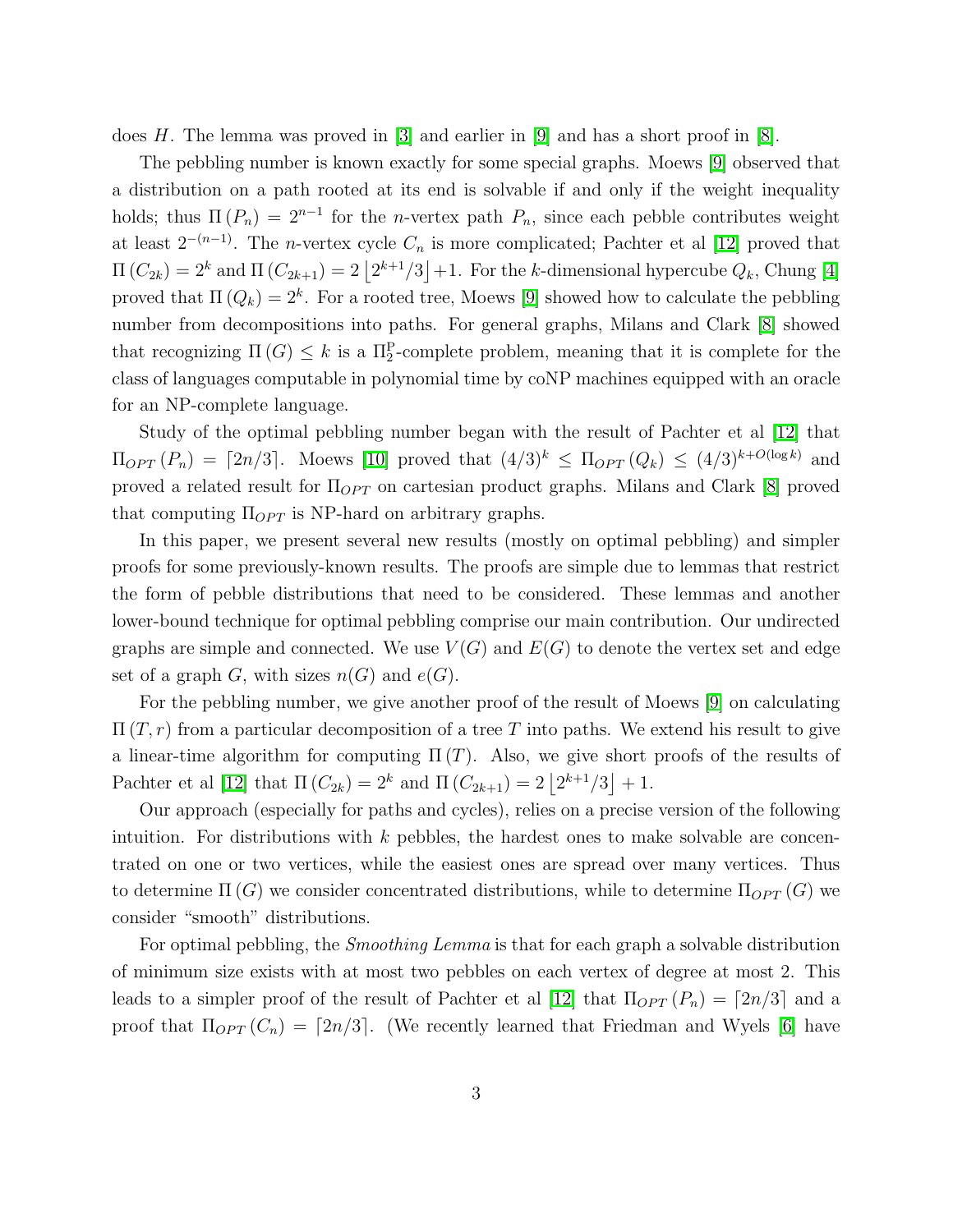does $H$. The lemma was proved in [3] and earlier in [9] and has a short proof in [8].

The pebbling number is known exactly for some special graphs. Moews [9] observed that a distribution on a path rooted at its end is solvable if and only if the weight inequality holds; thus $\Pi(P_n) = 2^{n-1}$ for the $n$-vertex path $P_n$, since each pebble contributes weight at least $2^{-(n-1)}$. The $n$-vertex cycle $C_n$ is more complicated; Pachter et al [12] proved that $\Pi(C_{2k}) = 2^k$ and $\Pi(C_{2k+1}) = 2\left\lfloor 2^{k+1}/3 \right\rfloor + 1$. For the $k$-dimensional hypercube $Q_k$, Chung [4] proved that $\Pi(Q_k) = 2^k$. For a rooted tree, Moews [9] showed how to calculate the pebbling number from decompositions into paths. For general graphs, Milans and Clark [8] showed that recognizing $\Pi(G) \le k$ is a $\Pi_2^{\mathrm{P}}$-complete problem, meaning that it is complete for the class of languages computable in polynomial time by coNP machines equipped with an oracle for an NP-complete language.

Study of the optimal pebbling number began with the result of Pachter et al [12] that $\Pi_{OPT}(P_n) = \lceil 2n/3 \rceil$. Moews [10] proved that $(4/3)^k \le \Pi_{OPT}(Q_k) \le (4/3)^{k+O(\log k)}$ and proved a related result for $\Pi_{OPT}$ on cartesian product graphs. Milans and Clark [8] proved that computing $\Pi_{OPT}$ is NP-hard on arbitrary graphs.

In this paper, we present several new results (mostly on optimal pebbling) and simpler proofs for some previously-known results. The proofs are simple due to lemmas that restrict the form of pebble distributions that need to be considered. These lemmas and another lower-bound technique for optimal pebbling comprise our main contribution. Our undirected graphs are simple and connected. We use $V(G)$ and $E(G)$ to denote the vertex set and edge set of a graph $G$, with sizes $n(G)$ and $e(G)$.

For the pebbling number, we give another proof of the result of Moews [9] on calculating $\Pi(T, r)$ from a particular decomposition of a tree $T$ into paths. We extend his result to give a linear-time algorithm for computing $\Pi(T)$. Also, we give short proofs of the results of Pachter et al [12] that $\Pi(C_{2k}) = 2^k$ and $\Pi(C_{2k+1}) = 2\left\lfloor 2^{k+1}/3 \right\rfloor + 1$.

Our approach (especially for paths and cycles), relies on a precise version of the following intuition. For distributions with $k$ pebbles, the hardest ones to make solvable are concentrated on one or two vertices, while the easiest ones are spread over many vertices. Thus to determine $\Pi(G)$ we consider concentrated distributions, while to determine $\Pi_{OPT}(G)$ we consider "smooth" distributions.

For optimal pebbling, the *Smoothing Lemma* is that for each graph a solvable distribution of minimum size exists with at most two pebbles on each vertex of degree at most 2. This leads to a simpler proof of the result of Pachter et al [12] that $\Pi_{OPT}(P_n) = \lceil 2n/3 \rceil$ and a proof that $\Pi_{OPT}(C_n) = \lceil 2n/3 \rceil$. (We recently learned that Friedman and Wyels [6] have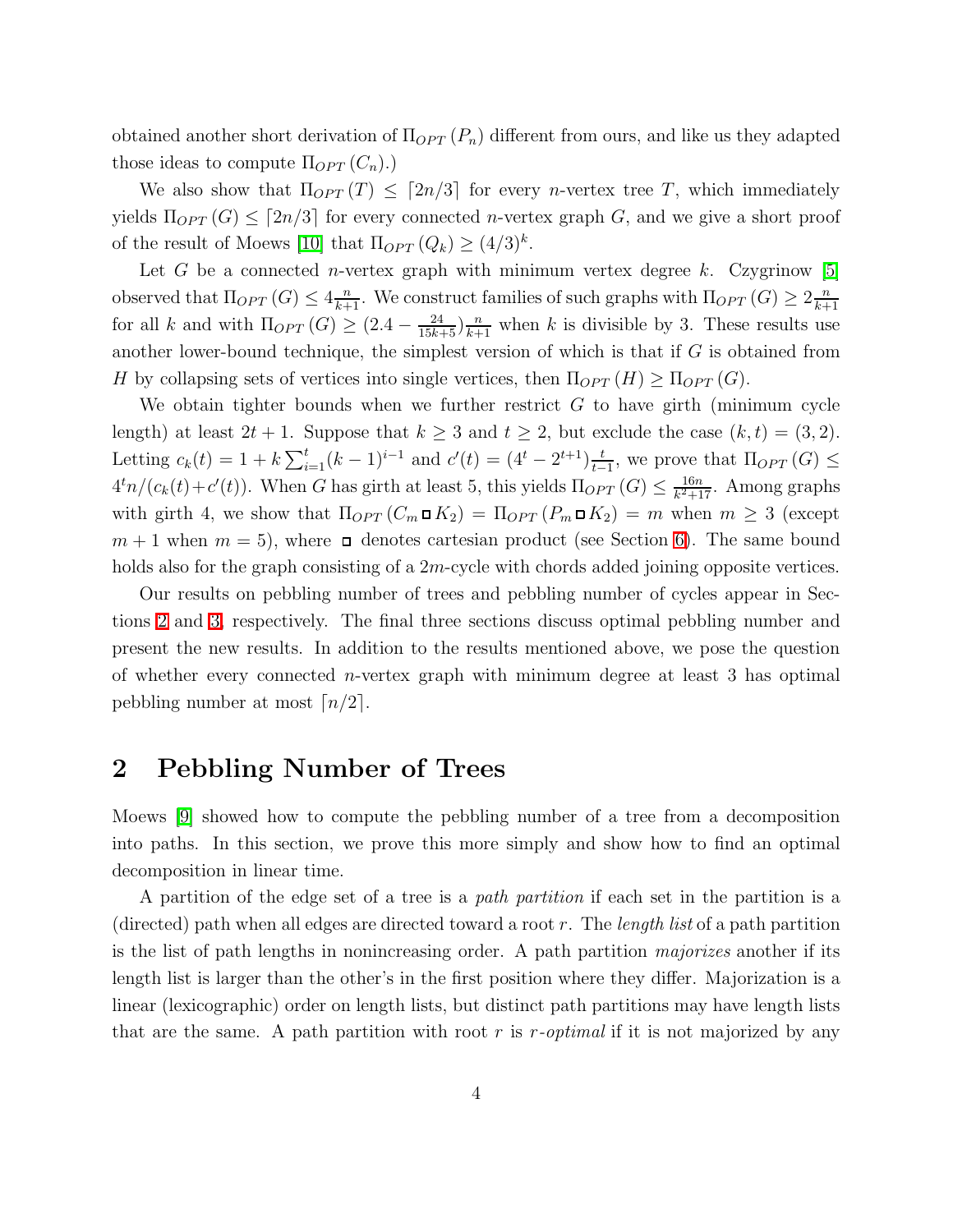obtained another short derivation of $\Pi_{OPT}(P_n)$ different from ours, and like us they adapted those ideas to compute $\Pi_{OPT}(C_n)$.)

We also show that $\Pi_{OPT}(T) \leq \lceil 2n/3 \rceil$ for every $n$-vertex tree $T$, which immediately yields $\Pi_{OPT}(G) \leq \lceil 2n/3 \rceil$ for every connected $n$-vertex graph $G$, and we give a short proof of the result of Moews [10] that $\Pi_{OPT}(Q_k) \geq (4/3)^k$.

Let $G$ be a connected $n$-vertex graph with minimum vertex degree $k$. Czygrinow [5] observed that $\Pi_{OPT}(G) \leq 4\frac{n}{k+1}$. We construct families of such graphs with $\Pi_{OPT}(G) \geq 2\frac{n}{k+1}$ for all $k$ and with $\Pi_{OPT}(G) \geq (2.4 - \frac{24}{15k+5})\frac{n}{k+1}$ when $k$ is divisible by 3. These results use another lower-bound technique, the simplest version of which is that if $G$ is obtained from $H$ by collapsing sets of vertices into single vertices, then $\Pi_{OPT}(H) \geq \Pi_{OPT}(G)$.

We obtain tighter bounds when we further restrict $G$ to have girth (minimum cycle length) at least $2t+1$. Suppose that $k \geq 3$ and $t \geq 2$, but exclude the case $(k,t) = (3,2)$. Letting $c_k(t) = 1 + k\sum_{i=1}^{t}(k-1)^{i-1}$ and $c'(t) = (4^t - 2^{t+1})\frac{t}{t-1}$, we prove that $\Pi_{OPT}(G) \leq 4^t n/(c_k(t) + c'(t))$. When $G$ has girth at least 5, this yields $\Pi_{OPT}(G) \leq \frac{16n}{k^2+17}$. Among graphs with girth 4, we show that $\Pi_{OPT}(C_m \square K_2) = \Pi_{OPT}(P_m \square K_2) = m$ when $m \geq 3$ (except $m+1$ when $m = 5$), where $\square$ denotes cartesian product (see Section 6). The same bound holds also for the graph consisting of a $2m$-cycle with chords added joining opposite vertices.

Our results on pebbling number of trees and pebbling number of cycles appear in Sections 2 and 3, respectively. The final three sections discuss optimal pebbling number and present the new results. In addition to the results mentioned above, we pose the question of whether every connected $n$-vertex graph with minimum degree at least 3 has optimal pebbling number at most $\lceil n/2 \rceil$.

## 2 Pebbling Number of Trees

Moews [9] showed how to compute the pebbling number of a tree from a decomposition into paths. In this section, we prove this more simply and show how to find an optimal decomposition in linear time.

A partition of the edge set of a tree is a *path partition* if each set in the partition is a (directed) path when all edges are directed toward a root $r$. The *length list* of a path partition is the list of path lengths in nonincreasing order. A path partition *majorizes* another if its length list is larger than the other's in the first position where they differ. Majorization is a linear (lexicographic) order on length lists, but distinct path partitions may have length lists that are the same. A path partition with root $r$ is *$r$-optimal* if it is not majorized by any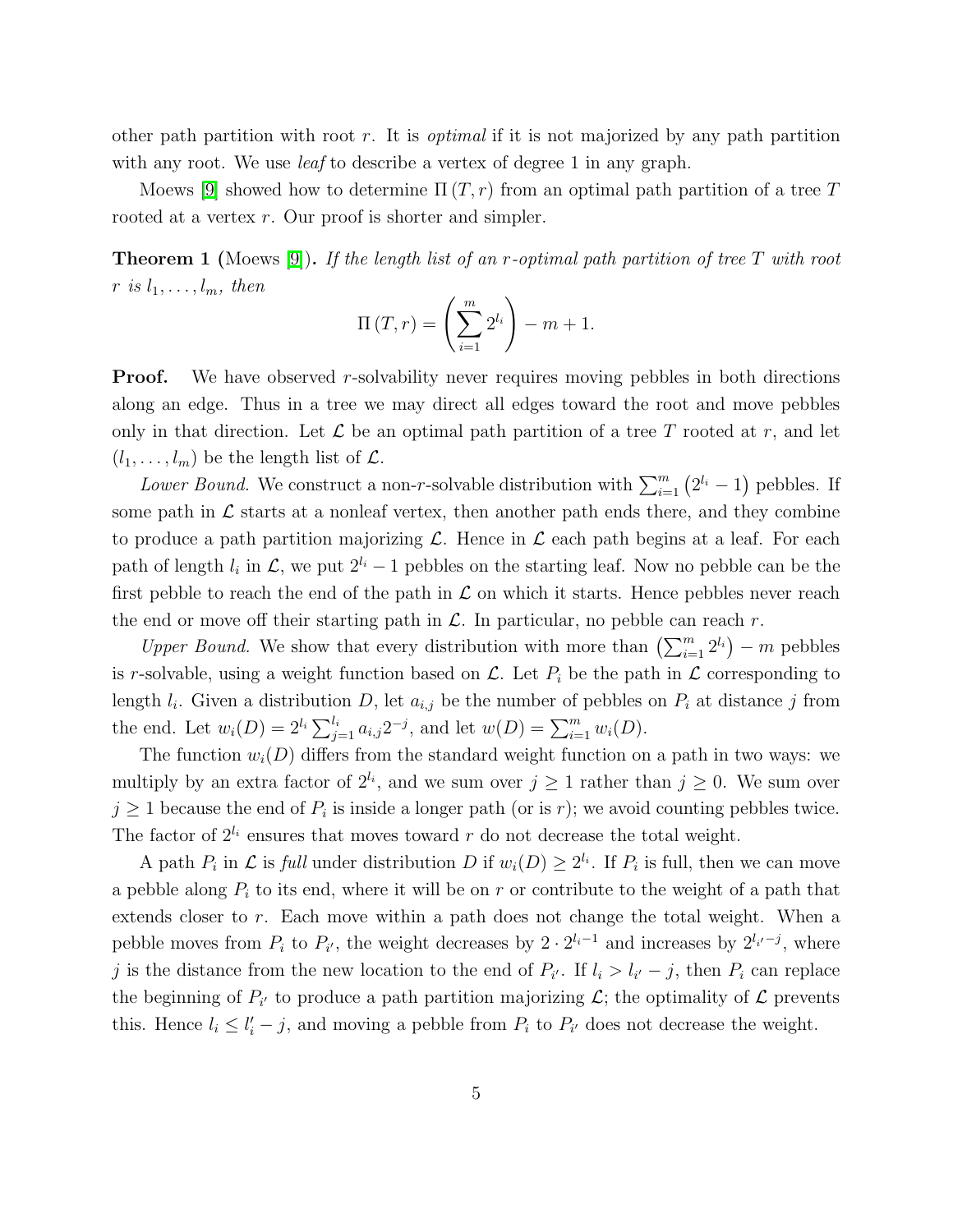other path partition with root $r$. It is *optimal* if it is not majorized by any path partition with any root. We use *leaf* to describe a vertex of degree 1 in any graph.

Moews [9] showed how to determine $\Pi(T,r)$ from an optimal path partition of a tree $T$ rooted at a vertex $r$. Our proof is shorter and simpler.

**Theorem 1** (Moews [9])**.** *If the length list of an $r$-optimal path partition of tree $T$ with root $r$ is $l_1,\ldots,l_m$, then*

$$\Pi(T,r) = \left(\sum_{i=1}^{m} 2^{l_i}\right) - m + 1.$$

**Proof.** We have observed $r$-solvability never requires moving pebbles in both directions along an edge. Thus in a tree we may direct all edges toward the root and move pebbles only in that direction. Let $\mathcal{L}$ be an optimal path partition of a tree $T$ rooted at $r$, and let $(l_1,\ldots,l_m)$ be the length list of $\mathcal{L}$.

*Lower Bound.* We construct a non-$r$-solvable distribution with $\sum_{i=1}^{m}\left(2^{l_i}-1\right)$ pebbles. If some path in $\mathcal{L}$ starts at a nonleaf vertex, then another path ends there, and they combine to produce a path partition majorizing $\mathcal{L}$. Hence in $\mathcal{L}$ each path begins at a leaf. For each path of length $l_i$ in $\mathcal{L}$, we put $2^{l_i}-1$ pebbles on the starting leaf. Now no pebble can be the first pebble to reach the end of the path in $\mathcal{L}$ on which it starts. Hence pebbles never reach the end or move off their starting path in $\mathcal{L}$. In particular, no pebble can reach $r$.

*Upper Bound.* We show that every distribution with more than $\left(\sum_{i=1}^{m} 2^{l_i}\right) - m$ pebbles is $r$-solvable, using a weight function based on $\mathcal{L}$. Let $P_i$ be the path in $\mathcal{L}$ corresponding to length $l_i$. Given a distribution $D$, let $a_{i,j}$ be the number of pebbles on $P_i$ at distance $j$ from the end. Let $w_i(D) = 2^{l_i}\sum_{j=1}^{l_i} a_{i,j}2^{-j}$, and let $w(D) = \sum_{i=1}^{m} w_i(D)$.

The function $w_i(D)$ differs from the standard weight function on a path in two ways: we multiply by an extra factor of $2^{l_i}$, and we sum over $j \geq 1$ rather than $j \geq 0$. We sum over $j \geq 1$ because the end of $P_i$ is inside a longer path (or is $r$); we avoid counting pebbles twice. The factor of $2^{l_i}$ ensures that moves toward $r$ do not decrease the total weight.

A path $P_i$ in $\mathcal{L}$ is *full* under distribution $D$ if $w_i(D) \geq 2^{l_i}$. If $P_i$ is full, then we can move a pebble along $P_i$ to its end, where it will be on $r$ or contribute to the weight of a path that extends closer to $r$. Each move within a path does not change the total weight. When a pebble moves from $P_i$ to $P_{i'}$, the weight decreases by $2 \cdot 2^{l_i - 1}$ and increases by $2^{l_{i'}-j}$, where $j$ is the distance from the new location to the end of $P_{i'}$. If $l_i > l_{i'} - j$, then $P_i$ can replace the beginning of $P_{i'}$ to produce a path partition majorizing $\mathcal{L}$; the optimality of $\mathcal{L}$ prevents this. Hence $l_i \leq l_i' - j$, and moving a pebble from $P_i$ to $P_{i'}$ does not decrease the weight.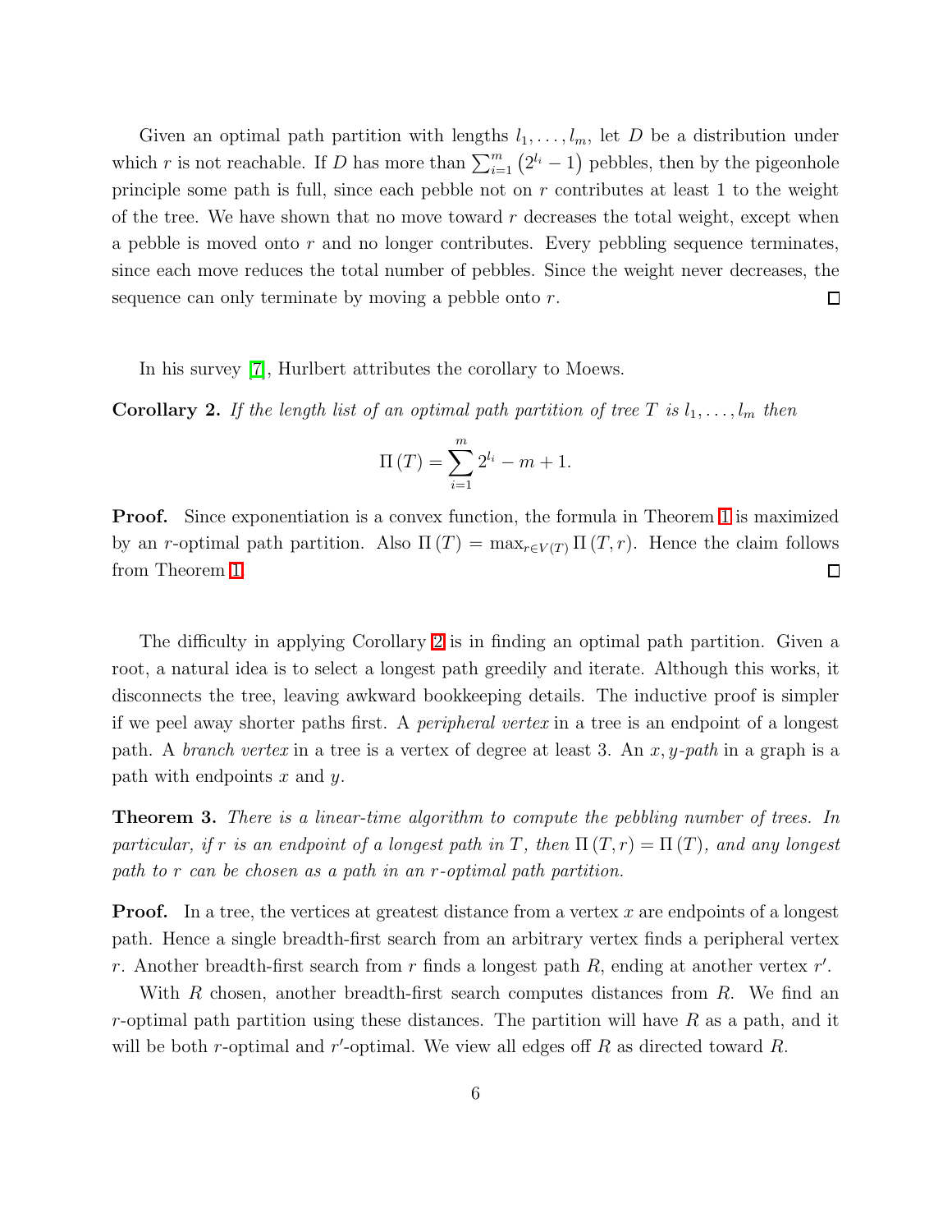Given an optimal path partition with lengths $l_1, \ldots, l_m$, let $D$ be a distribution under which $r$ is not reachable. If $D$ has more than $\sum_{i=1}^{m} \left(2^{l_i} - 1\right)$ pebbles, then by the pigeonhole principle some path is full, since each pebble not on $r$ contributes at least 1 to the weight of the tree. We have shown that no move toward $r$ decreases the total weight, except when a pebble is moved onto $r$ and no longer contributes. Every pebbling sequence terminates, since each move reduces the total number of pebbles. Since the weight never decreases, the sequence can only terminate by moving a pebble onto $r$. $\square$

In his survey [7], Hurlbert attributes the corollary to Moews.

**Corollary 2.** *If the length list of an optimal path partition of tree $T$ is $l_1, \ldots, l_m$ then*

$$\Pi(T) = \sum_{i=1}^{m} 2^{l_i} - m + 1.$$

**Proof.** Since exponentiation is a convex function, the formula in Theorem 1 is maximized by an $r$-optimal path partition. Also $\Pi(T) = \max_{r \in V(T)} \Pi(T, r)$. Hence the claim follows from Theorem 1. $\square$

The difficulty in applying Corollary 2 is in finding an optimal path partition. Given a root, a natural idea is to select a longest path greedily and iterate. Although this works, it disconnects the tree, leaving awkward bookkeeping details. The inductive proof is simpler if we peel away shorter paths first. A *peripheral vertex* in a tree is an endpoint of a longest path. A *branch vertex* in a tree is a vertex of degree at least 3. An *$x, y$-path* in a graph is a path with endpoints $x$ and $y$.

**Theorem 3.** *There is a linear-time algorithm to compute the pebbling number of trees. In particular, if $r$ is an endpoint of a longest path in $T$, then $\Pi(T, r) = \Pi(T)$, and any longest path to $r$ can be chosen as a path in an $r$-optimal path partition.*

**Proof.** In a tree, the vertices at greatest distance from a vertex $x$ are endpoints of a longest path. Hence a single breadth-first search from an arbitrary vertex finds a peripheral vertex $r$. Another breadth-first search from $r$ finds a longest path $R$, ending at another vertex $r'$.

With $R$ chosen, another breadth-first search computes distances from $R$. We find an $r$-optimal path partition using these distances. The partition will have $R$ as a path, and it will be both $r$-optimal and $r'$-optimal. We view all edges off $R$ as directed toward $R$.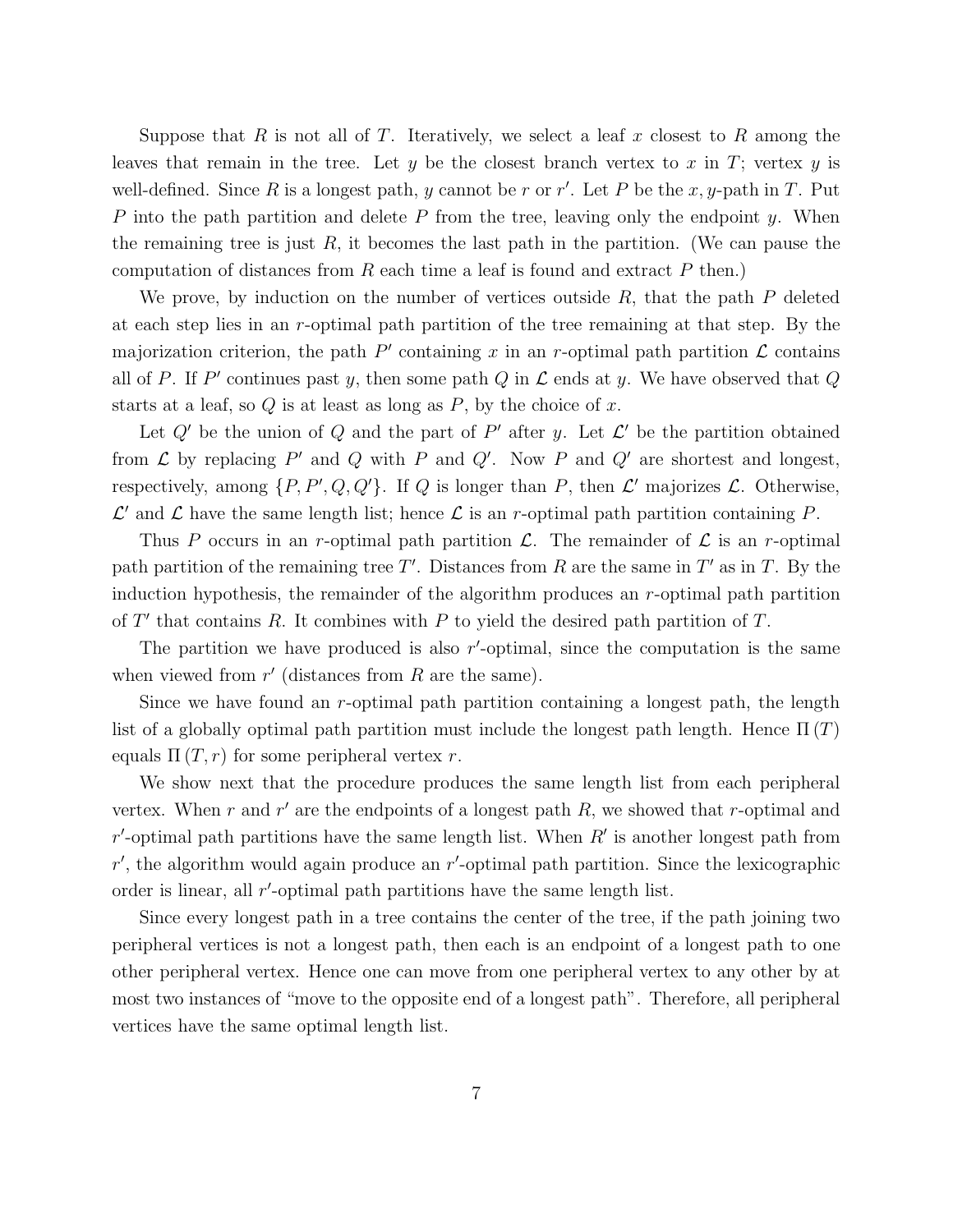Suppose that $R$ is not all of $T$. Iteratively, we select a leaf $x$ closest to $R$ among the leaves that remain in the tree. Let $y$ be the closest branch vertex to $x$ in $T$; vertex $y$ is well-defined. Since $R$ is a longest path, $y$ cannot be $r$ or $r'$. Let $P$ be the $x, y$-path in $T$. Put $P$ into the path partition and delete $P$ from the tree, leaving only the endpoint $y$. When the remaining tree is just $R$, it becomes the last path in the partition. (We can pause the computation of distances from $R$ each time a leaf is found and extract $P$ then.)

We prove, by induction on the number of vertices outside $R$, that the path $P$ deleted at each step lies in an $r$-optimal path partition of the tree remaining at that step. By the majorization criterion, the path $P'$ containing $x$ in an $r$-optimal path partition $\mathcal{L}$ contains all of $P$. If $P'$ continues past $y$, then some path $Q$ in $\mathcal{L}$ ends at $y$. We have observed that $Q$ starts at a leaf, so $Q$ is at least as long as $P$, by the choice of $x$.

Let $Q'$ be the union of $Q$ and the part of $P'$ after $y$. Let $\mathcal{L}'$ be the partition obtained from $\mathcal{L}$ by replacing $P'$ and $Q$ with $P$ and $Q'$. Now $P$ and $Q'$ are shortest and longest, respectively, among $\{P, P', Q, Q'\}$. If $Q$ is longer than $P$, then $\mathcal{L}'$ majorizes $\mathcal{L}$. Otherwise, $\mathcal{L}'$ and $\mathcal{L}$ have the same length list; hence $\mathcal{L}$ is an $r$-optimal path partition containing $P$.

Thus $P$ occurs in an $r$-optimal path partition $\mathcal{L}$. The remainder of $\mathcal{L}$ is an $r$-optimal path partition of the remaining tree $T'$. Distances from $R$ are the same in $T'$ as in $T$. By the induction hypothesis, the remainder of the algorithm produces an $r$-optimal path partition of $T'$ that contains $R$. It combines with $P$ to yield the desired path partition of $T$.

The partition we have produced is also $r'$-optimal, since the computation is the same when viewed from $r'$ (distances from $R$ are the same).

Since we have found an $r$-optimal path partition containing a longest path, the length list of a globally optimal path partition must include the longest path length. Hence $\Pi(T)$ equals $\Pi(T, r)$ for some peripheral vertex $r$.

We show next that the procedure produces the same length list from each peripheral vertex. When $r$ and $r'$ are the endpoints of a longest path $R$, we showed that $r$-optimal and $r'$-optimal path partitions have the same length list. When $R'$ is another longest path from $r'$, the algorithm would again produce an $r'$-optimal path partition. Since the lexicographic order is linear, all $r'$-optimal path partitions have the same length list.

Since every longest path in a tree contains the center of the tree, if the path joining two peripheral vertices is not a longest path, then each is an endpoint of a longest path to one other peripheral vertex. Hence one can move from one peripheral vertex to any other by at most two instances of "move to the opposite end of a longest path". Therefore, all peripheral vertices have the same optimal length list.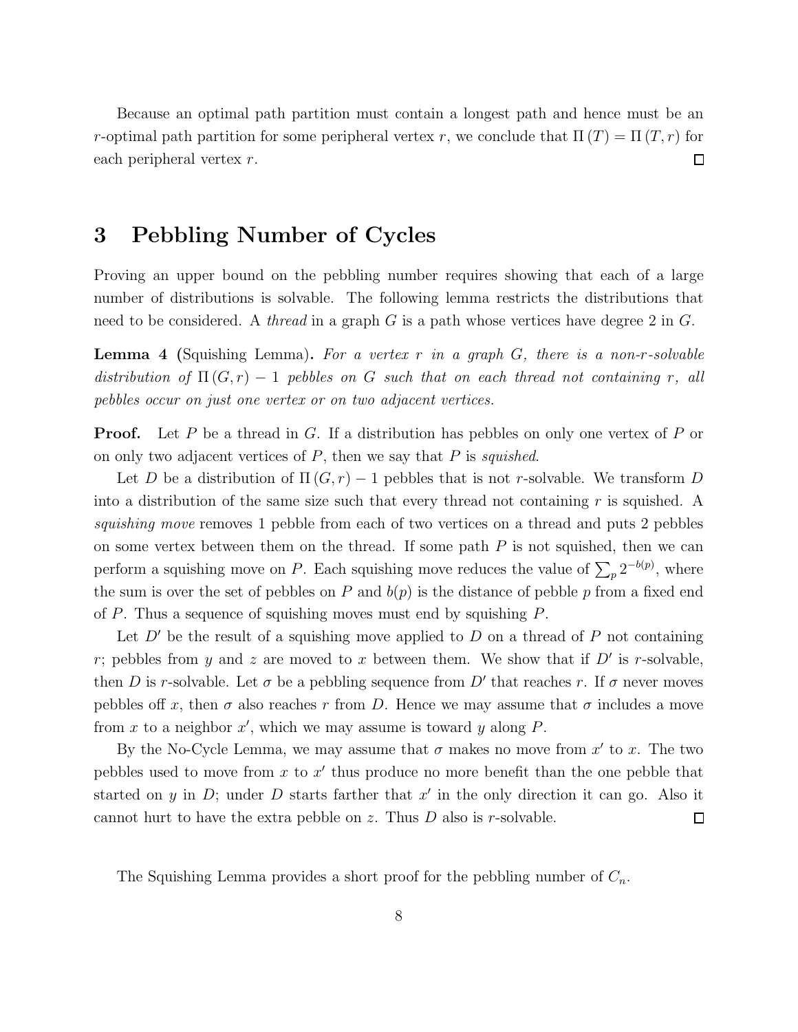Because an optimal path partition must contain a longest path and hence must be an $r$-optimal path partition for some peripheral vertex $r$, we conclude that $\Pi(T) = \Pi(T, r)$ for each peripheral vertex $r$. □

## 3 Pebbling Number of Cycles

Proving an upper bound on the pebbling number requires showing that each of a large number of distributions is solvable. The following lemma restricts the distributions that need to be considered. A *thread* in a graph $G$ is a path whose vertices have degree 2 in $G$.

**Lemma 4** (Squishing Lemma)**.** *For a vertex $r$ in a graph $G$, there is a non-$r$-solvable distribution of $\Pi(G, r) - 1$ pebbles on $G$ such that on each thread not containing $r$, all pebbles occur on just one vertex or on two adjacent vertices.*

**Proof.** Let $P$ be a thread in $G$. If a distribution has pebbles on only one vertex of $P$ or on only two adjacent vertices of $P$, then we say that $P$ is *squished*.

Let $D$ be a distribution of $\Pi(G, r) - 1$ pebbles that is not $r$-solvable. We transform $D$ into a distribution of the same size such that every thread not containing $r$ is squished. A *squishing move* removes 1 pebble from each of two vertices on a thread and puts 2 pebbles on some vertex between them on the thread. If some path $P$ is not squished, then we can perform a squishing move on $P$. Each squishing move reduces the value of $\sum_p 2^{-b(p)}$, where the sum is over the set of pebbles on $P$ and $b(p)$ is the distance of pebble $p$ from a fixed end of $P$. Thus a sequence of squishing moves must end by squishing $P$.

Let $D'$ be the result of a squishing move applied to $D$ on a thread of $P$ not containing $r$; pebbles from $y$ and $z$ are moved to $x$ between them. We show that if $D'$ is $r$-solvable, then $D$ is $r$-solvable. Let $\sigma$ be a pebbling sequence from $D'$ that reaches $r$. If $\sigma$ never moves pebbles off $x$, then $\sigma$ also reaches $r$ from $D$. Hence we may assume that $\sigma$ includes a move from $x$ to a neighbor $x'$, which we may assume is toward $y$ along $P$.

By the No-Cycle Lemma, we may assume that $\sigma$ makes no move from $x'$ to $x$. The two pebbles used to move from $x$ to $x'$ thus produce no more benefit than the one pebble that started on $y$ in $D$; under $D$ starts farther that $x'$ in the only direction it can go. Also it cannot hurt to have the extra pebble on $z$. Thus $D$ also is $r$-solvable. □

The Squishing Lemma provides a short proof for the pebbling number of $C_n$.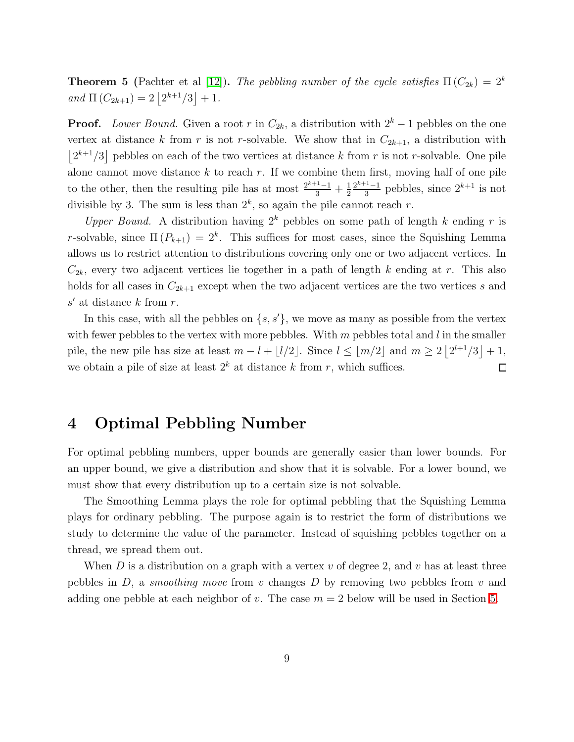**Theorem 5** (Pachter et al [12]). *The pebbling number of the cycle satisfies* $\Pi(C_{2k}) = 2^k$ *and* $\Pi(C_{2k+1}) = 2\lfloor 2^{k+1}/3 \rfloor + 1$.

**Proof.** *Lower Bound.* Given a root $r$ in $C_{2k}$, a distribution with $2^k - 1$ pebbles on the one vertex at distance $k$ from $r$ is not $r$-solvable. We show that in $C_{2k+1}$, a distribution with $\lfloor 2^{k+1}/3 \rfloor$ pebbles on each of the two vertices at distance $k$ from $r$ is not $r$-solvable. One pile alone cannot move distance $k$ to reach $r$. If we combine them first, moving half of one pile to the other, then the resulting pile has at most $\frac{2^{k+1}-1}{3} + \frac{1}{2}\frac{2^{k+1}-1}{3}$ pebbles, since $2^{k+1}$ is not divisible by 3. The sum is less than $2^k$, so again the pile cannot reach $r$.

*Upper Bound.* A distribution having $2^k$ pebbles on some path of length $k$ ending $r$ is $r$-solvable, since $\Pi(P_{k+1}) = 2^k$. This suffices for most cases, since the Squishing Lemma allows us to restrict attention to distributions covering only one or two adjacent vertices. In $C_{2k}$, every two adjacent vertices lie together in a path of length $k$ ending at $r$. This also holds for all cases in $C_{2k+1}$ except when the two adjacent vertices are the two vertices $s$ and $s'$ at distance $k$ from $r$.

In this case, with all the pebbles on $\{s, s'\}$, we move as many as possible from the vertex with fewer pebbles to the vertex with more pebbles. With $m$ pebbles total and $l$ in the smaller pile, the new pile has size at least $m - l + \lfloor l/2 \rfloor$. Since $l \leq \lfloor m/2 \rfloor$ and $m \geq 2\lfloor 2^{l+1}/3 \rfloor + 1$, we obtain a pile of size at least $2^k$ at distance $k$ from $r$, which suffices. $\square$

## 4 Optimal Pebbling Number

For optimal pebbling numbers, upper bounds are generally easier than lower bounds. For an upper bound, we give a distribution and show that it is solvable. For a lower bound, we must show that every distribution up to a certain size is not solvable.

The Smoothing Lemma plays the role for optimal pebbling that the Squishing Lemma plays for ordinary pebbling. The purpose again is to restrict the form of distributions we study to determine the value of the parameter. Instead of squishing pebbles together on a thread, we spread them out.

When $D$ is a distribution on a graph with a vertex $v$ of degree 2, and $v$ has at least three pebbles in $D$, a *smoothing move* from $v$ changes $D$ by removing two pebbles from $v$ and adding one pebble at each neighbor of $v$. The case $m = 2$ below will be used in Section 5.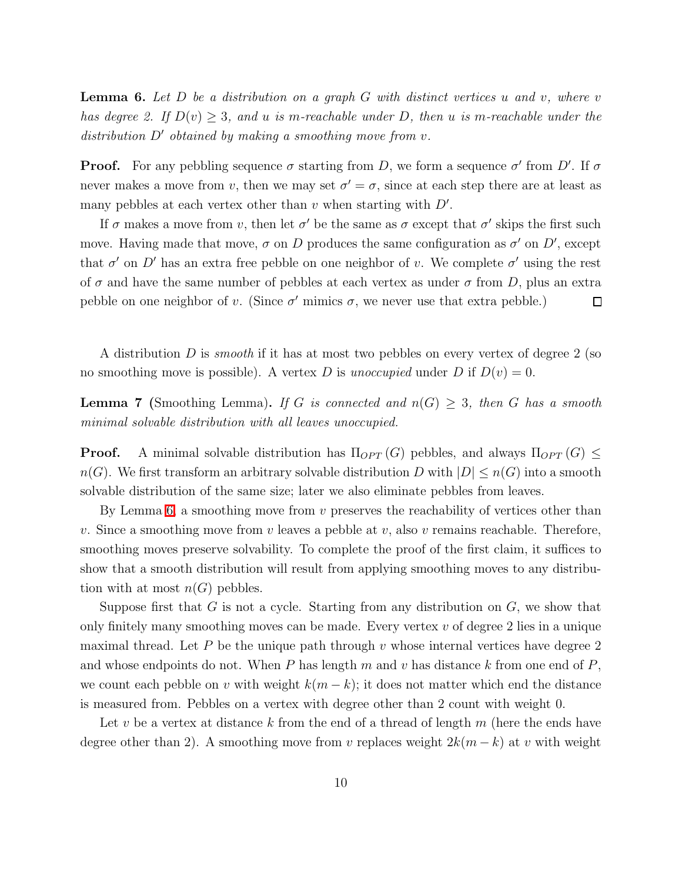**Lemma 6.** *Let $D$ be a distribution on a graph $G$ with distinct vertices $u$ and $v$, where $v$ has degree 2. If $D(v) \geq 3$, and $u$ is $m$-reachable under $D$, then $u$ is $m$-reachable under the distribution $D'$ obtained by making a smoothing move from $v$.*

**Proof.** For any pebbling sequence $\sigma$ starting from $D$, we form a sequence $\sigma'$ from $D'$. If $\sigma$ never makes a move from $v$, then we may set $\sigma' = \sigma$, since at each step there are at least as many pebbles at each vertex other than $v$ when starting with $D'$.

If $\sigma$ makes a move from $v$, then let $\sigma'$ be the same as $\sigma$ except that $\sigma'$ skips the first such move. Having made that move, $\sigma$ on $D$ produces the same configuration as $\sigma'$ on $D'$, except that $\sigma'$ on $D'$ has an extra free pebble on one neighbor of $v$. We complete $\sigma'$ using the rest of $\sigma$ and have the same number of pebbles at each vertex as under $\sigma$ from $D$, plus an extra pebble on one neighbor of $v$. (Since $\sigma'$ mimics $\sigma$, we never use that extra pebble.) □

A distribution $D$ is *smooth* if it has at most two pebbles on every vertex of degree 2 (so no smoothing move is possible). A vertex $D$ is *unoccupied* under $D$ if $D(v) = 0$.

**Lemma 7** (Smoothing Lemma)**.** *If $G$ is connected and $n(G) \geq 3$, then $G$ has a smooth minimal solvable distribution with all leaves unoccupied.*

**Proof.** A minimal solvable distribution has $\Pi_{OPT}(G)$ pebbles, and always $\Pi_{OPT}(G) \leq n(G)$. We first transform an arbitrary solvable distribution $D$ with $|D| \leq n(G)$ into a smooth solvable distribution of the same size; later we also eliminate pebbles from leaves.

By Lemma 6, a smoothing move from $v$ preserves the reachability of vertices other than $v$. Since a smoothing move from $v$ leaves a pebble at $v$, also $v$ remains reachable. Therefore, smoothing moves preserve solvability. To complete the proof of the first claim, it suffices to show that a smooth distribution will result from applying smoothing moves to any distribution with at most $n(G)$ pebbles.

Suppose first that $G$ is not a cycle. Starting from any distribution on $G$, we show that only finitely many smoothing moves can be made. Every vertex $v$ of degree 2 lies in a unique maximal thread. Let $P$ be the unique path through $v$ whose internal vertices have degree 2 and whose endpoints do not. When $P$ has length $m$ and $v$ has distance $k$ from one end of $P$, we count each pebble on $v$ with weight $k(m - k)$; it does not matter which end the distance is measured from. Pebbles on a vertex with degree other than 2 count with weight 0.

Let $v$ be a vertex at distance $k$ from the end of a thread of length $m$ (here the ends have degree other than 2). A smoothing move from $v$ replaces weight $2k(m - k)$ at $v$ with weight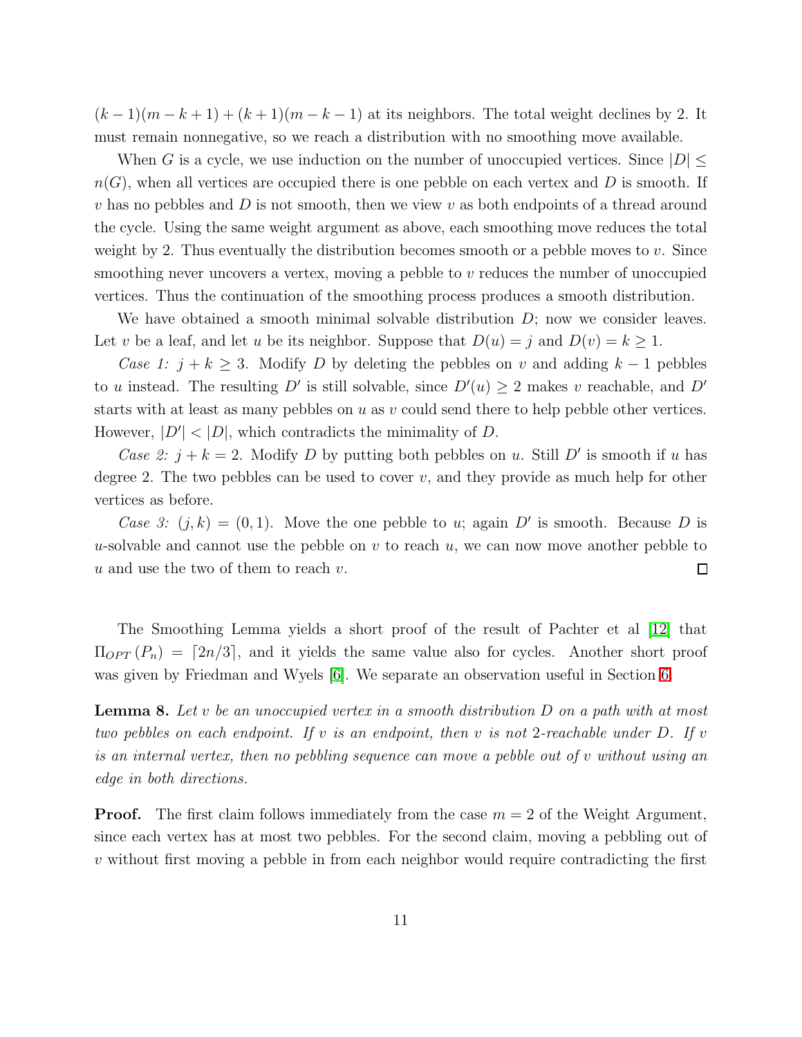$(k-1)(m-k+1)+(k+1)(m-k-1)$ at its neighbors. The total weight declines by 2. It must remain nonnegative, so we reach a distribution with no smoothing move available.

When $G$ is a cycle, we use induction on the number of unoccupied vertices. Since $|D| \le n(G)$, when all vertices are occupied there is one pebble on each vertex and $D$ is smooth. If $v$ has no pebbles and $D$ is not smooth, then we view $v$ as both endpoints of a thread around the cycle. Using the same weight argument as above, each smoothing move reduces the total weight by 2. Thus eventually the distribution becomes smooth or a pebble moves to $v$. Since smoothing never uncovers a vertex, moving a pebble to $v$ reduces the number of unoccupied vertices. Thus the continuation of the smoothing process produces a smooth distribution.

We have obtained a smooth minimal solvable distribution $D$; now we consider leaves. Let $v$ be a leaf, and let $u$ be its neighbor. Suppose that $D(u) = j$ and $D(v) = k \ge 1$.

*Case 1:* $j + k \ge 3$. Modify $D$ by deleting the pebbles on $v$ and adding $k - 1$ pebbles to $u$ instead. The resulting $D'$ is still solvable, since $D'(u) \ge 2$ makes $v$ reachable, and $D'$ starts with at least as many pebbles on $u$ as $v$ could send there to help pebble other vertices. However, $|D'| < |D|$, which contradicts the minimality of $D$.

*Case 2:* $j + k = 2$. Modify $D$ by putting both pebbles on $u$. Still $D'$ is smooth if $u$ has degree 2. The two pebbles can be used to cover $v$, and they provide as much help for other vertices as before.

*Case 3:* $(j, k) = (0, 1)$. Move the one pebble to $u$; again $D'$ is smooth. Because $D$ is $u$-solvable and cannot use the pebble on $v$ to reach $u$, we can now move another pebble to $u$ and use the two of them to reach $v$. $\square$

The Smoothing Lemma yields a short proof of the result of Pachter et al [12] that $\Pi_{OPT}(P_n) = \lceil 2n/3 \rceil$, and it yields the same value also for cycles. Another short proof was given by Friedman and Wyels [6]. We separate an observation useful in Section 6.

**Lemma 8.** *Let $v$ be an unoccupied vertex in a smooth distribution $D$ on a path with at most two pebbles on each endpoint. If $v$ is an endpoint, then $v$ is not 2-reachable under $D$. If $v$ is an internal vertex, then no pebbling sequence can move a pebble out of $v$ without using an edge in both directions.*

**Proof.** The first claim follows immediately from the case $m = 2$ of the Weight Argument, since each vertex has at most two pebbles. For the second claim, moving a pebbling out of $v$ without first moving a pebble in from each neighbor would require contradicting the first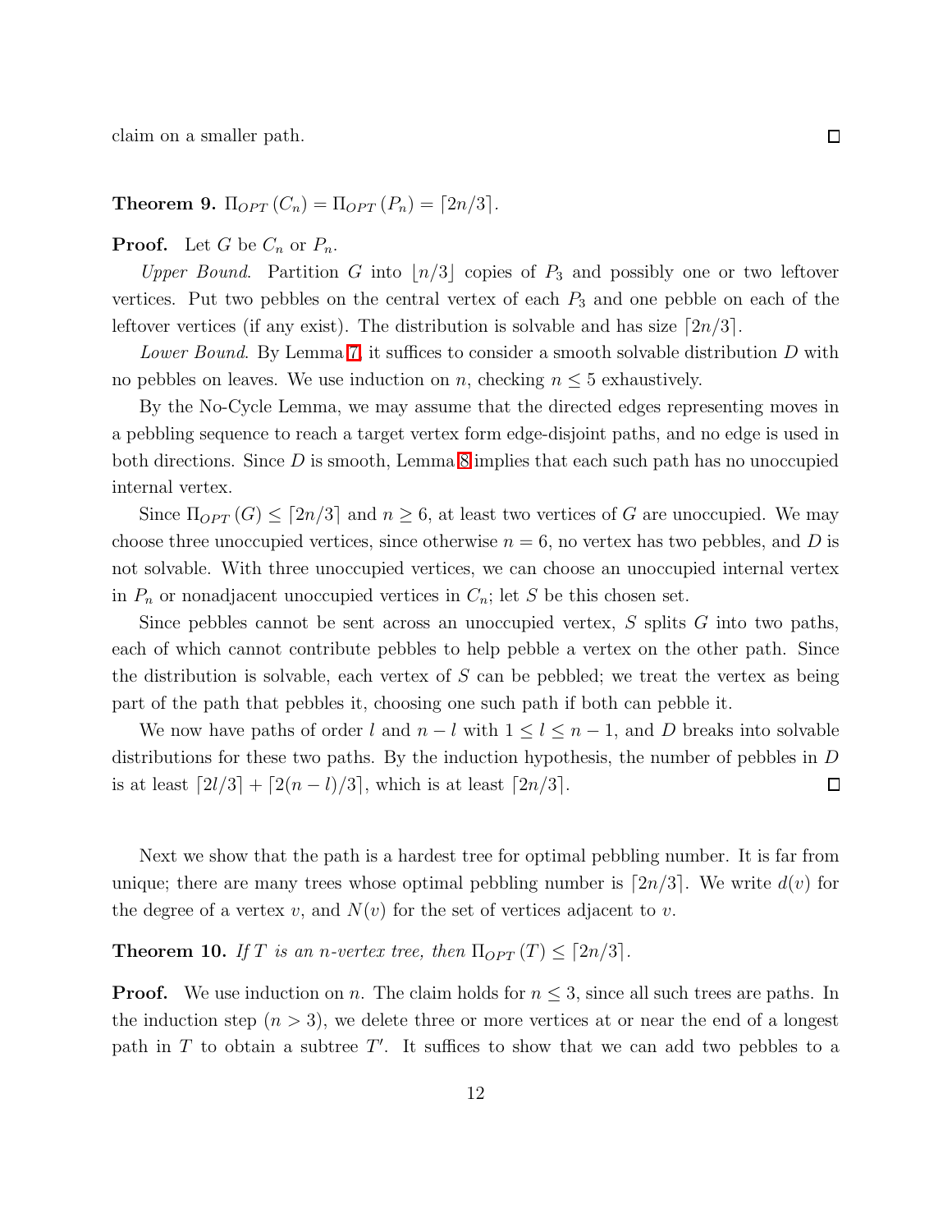claim on a smaller path. ☐

**Theorem 9.** $\Pi_{OPT}(C_n) = \Pi_{OPT}(P_n) = \lceil 2n/3 \rceil$.

**Proof.** Let $G$ be $C_n$ or $P_n$.

*Upper Bound.* Partition $G$ into $\lfloor n/3 \rfloor$ copies of $P_3$ and possibly one or two leftover vertices. Put two pebbles on the central vertex of each $P_3$ and one pebble on each of the leftover vertices (if any exist). The distribution is solvable and has size $\lceil 2n/3 \rceil$.

*Lower Bound.* By Lemma 7, it suffices to consider a smooth solvable distribution $D$ with no pebbles on leaves. We use induction on $n$, checking $n \leq 5$ exhaustively.

By the No-Cycle Lemma, we may assume that the directed edges representing moves in a pebbling sequence to reach a target vertex form edge-disjoint paths, and no edge is used in both directions. Since $D$ is smooth, Lemma 8 implies that each such path has no unoccupied internal vertex.

Since $\Pi_{OPT}(G) \leq \lceil 2n/3 \rceil$ and $n \geq 6$, at least two vertices of $G$ are unoccupied. We may choose three unoccupied vertices, since otherwise $n = 6$, no vertex has two pebbles, and $D$ is not solvable. With three unoccupied vertices, we can choose an unoccupied internal vertex in $P_n$ or nonadjacent unoccupied vertices in $C_n$; let $S$ be this chosen set.

Since pebbles cannot be sent across an unoccupied vertex, $S$ splits $G$ into two paths, each of which cannot contribute pebbles to help pebble a vertex on the other path. Since the distribution is solvable, each vertex of $S$ can be pebbled; we treat the vertex as being part of the path that pebbles it, choosing one such path if both can pebble it.

We now have paths of order $l$ and $n - l$ with $1 \leq l \leq n - 1$, and $D$ breaks into solvable distributions for these two paths. By the induction hypothesis, the number of pebbles in $D$ is at least $\lceil 2l/3 \rceil + \lceil 2(n - l)/3 \rceil$, which is at least $\lceil 2n/3 \rceil$. ☐

Next we show that the path is a hardest tree for optimal pebbling number. It is far from unique; there are many trees whose optimal pebbling number is $\lceil 2n/3 \rceil$. We write $d(v)$ for the degree of a vertex $v$, and $N(v)$ for the set of vertices adjacent to $v$.

**Theorem 10.** *If $T$ is an $n$-vertex tree, then $\Pi_{OPT}(T) \leq \lceil 2n/3 \rceil$.*

**Proof.** We use induction on $n$. The claim holds for $n \leq 3$, since all such trees are paths. In the induction step ($n > 3$), we delete three or more vertices at or near the end of a longest path in $T$ to obtain a subtree $T'$. It suffices to show that we can add two pebbles to a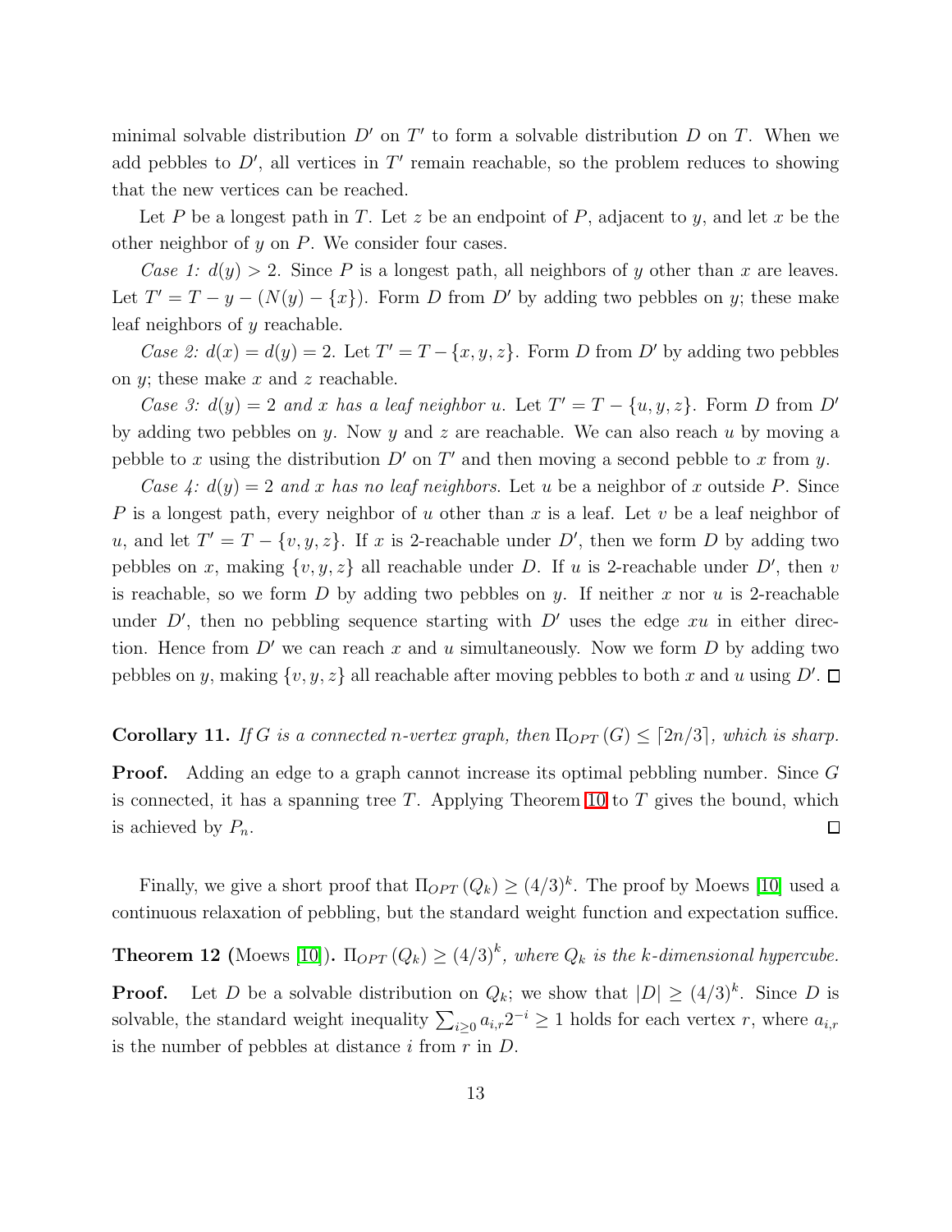minimal solvable distribution $D'$ on $T'$ to form a solvable distribution $D$ on $T$. When we add pebbles to $D'$, all vertices in $T'$ remain reachable, so the problem reduces to showing that the new vertices can be reached.

Let $P$ be a longest path in $T$. Let $z$ be an endpoint of $P$, adjacent to $y$, and let $x$ be the other neighbor of $y$ on $P$. We consider four cases.

*Case 1: $d(y) > 2$.* Since $P$ is a longest path, all neighbors of $y$ other than $x$ are leaves. Let $T' = T - y - (N(y) - \{x\})$. Form $D$ from $D'$ by adding two pebbles on $y$; these make leaf neighbors of $y$ reachable.

*Case 2: $d(x) = d(y) = 2$.* Let $T' = T - \{x, y, z\}$. Form $D$ from $D'$ by adding two pebbles on $y$; these make $x$ and $z$ reachable.

*Case 3: $d(y) = 2$ and $x$ has a leaf neighbor $u$.* Let $T' = T - \{u, y, z\}$. Form $D$ from $D'$ by adding two pebbles on $y$. Now $y$ and $z$ are reachable. We can also reach $u$ by moving a pebble to $x$ using the distribution $D'$ on $T'$ and then moving a second pebble to $x$ from $y$.

*Case 4: $d(y) = 2$ and $x$ has no leaf neighbors.* Let $u$ be a neighbor of $x$ outside $P$. Since $P$ is a longest path, every neighbor of $u$ other than $x$ is a leaf. Let $v$ be a leaf neighbor of $u$, and let $T' = T - \{v, y, z\}$. If $x$ is 2-reachable under $D'$, then we form $D$ by adding two pebbles on $x$, making $\{v, y, z\}$ all reachable under $D$. If $u$ is 2-reachable under $D'$, then $v$ is reachable, so we form $D$ by adding two pebbles on $y$. If neither $x$ nor $u$ is 2-reachable under $D'$, then no pebbling sequence starting with $D'$ uses the edge $xu$ in either direction. Hence from $D'$ we can reach $x$ and $u$ simultaneously. Now we form $D$ by adding two pebbles on $y$, making $\{v, y, z\}$ all reachable after moving pebbles to both $x$ and $u$ using $D'$. □

**Corollary 11.** *If $G$ is a connected $n$-vertex graph, then $\Pi_{OPT}(G) \le \lceil 2n/3 \rceil$, which is sharp.*

**Proof.** Adding an edge to a graph cannot increase its optimal pebbling number. Since $G$ is connected, it has a spanning tree $T$. Applying Theorem 10 to $T$ gives the bound, which is achieved by $P_n$. □

Finally, we give a short proof that $\Pi_{OPT}(Q_k) \ge (4/3)^k$. The proof by Moews [10] used a continuous relaxation of pebbling, but the standard weight function and expectation suffice.

**Theorem 12** **(**Moews [10]**).** *$\Pi_{OPT}(Q_k) \ge (4/3)^k$, where $Q_k$ is the $k$-dimensional hypercube.*

**Proof.** Let $D$ be a solvable distribution on $Q_k$; we show that $|D| \ge (4/3)^k$. Since $D$ is solvable, the standard weight inequality $\sum_{i \ge 0} a_{i,r} 2^{-i} \ge 1$ holds for each vertex $r$, where $a_{i,r}$ is the number of pebbles at distance $i$ from $r$ in $D$.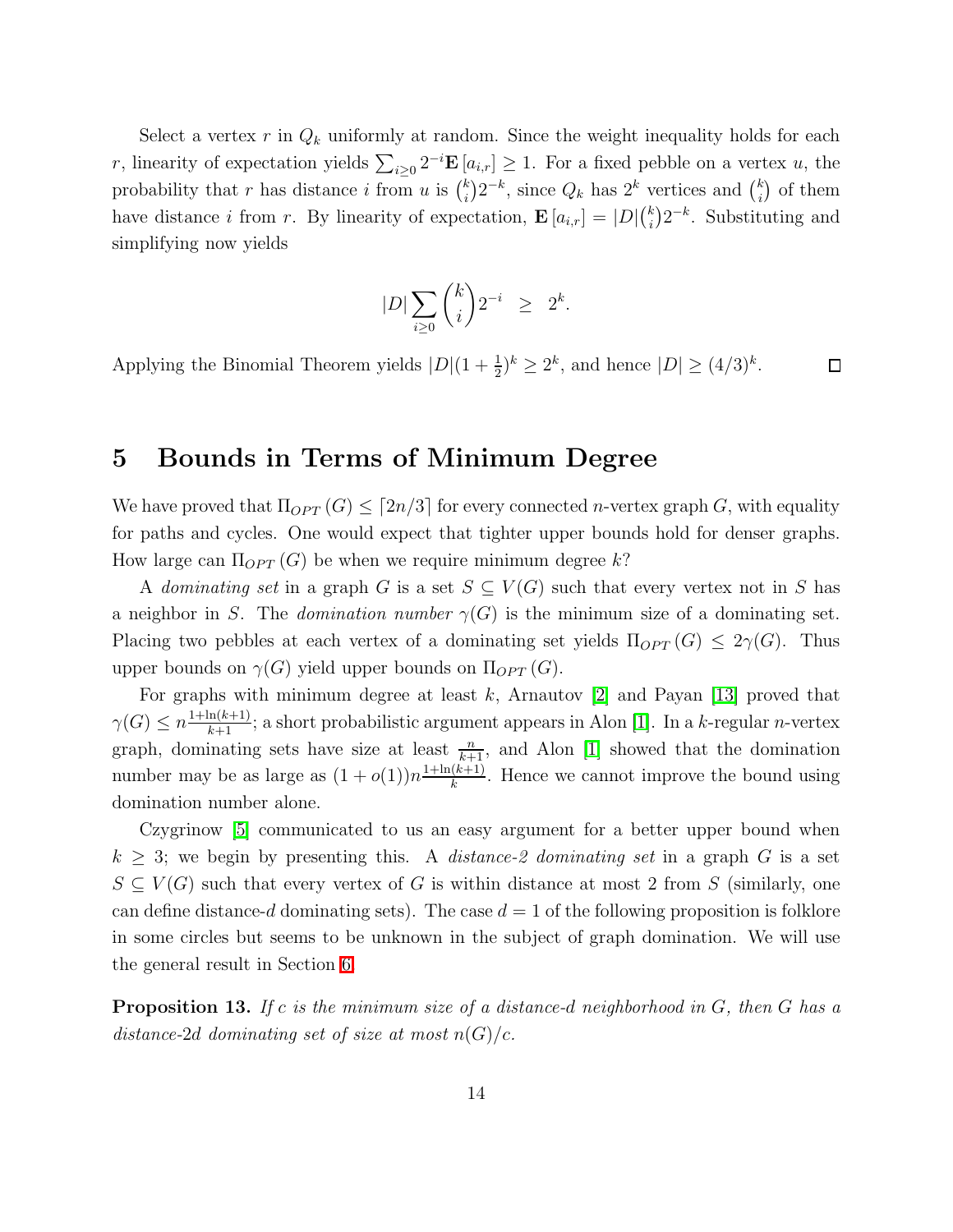Select a vertex $r$ in $Q_k$ uniformly at random. Since the weight inequality holds for each $r$, linearity of expectation yields $\sum_{i\geq 0} 2^{-i}\mathbf{E}[a_{i,r}] \geq 1$. For a fixed pebble on a vertex $u$, the probability that $r$ has distance $i$ from $u$ is $\binom{k}{i}2^{-k}$, since $Q_k$ has $2^k$ vertices and $\binom{k}{i}$ of them have distance $i$ from $r$. By linearity of expectation, $\mathbf{E}[a_{i,r}] = |D|\binom{k}{i}2^{-k}$. Substituting and simplifying now yields

$$|D| \sum_{i\geq 0} \binom{k}{i} 2^{-i} \;\; \geq \;\; 2^k.$$

Applying the Binomial Theorem yields $|D|(1+\frac{1}{2})^k \geq 2^k$, and hence $|D| \geq (4/3)^k$. □

## 5 Bounds in Terms of Minimum Degree

We have proved that $\Pi_{OPT}(G) \leq \lceil 2n/3 \rceil$ for every connected $n$-vertex graph $G$, with equality for paths and cycles. One would expect that tighter upper bounds hold for denser graphs. How large can $\Pi_{OPT}(G)$ be when we require minimum degree $k$?

A *dominating set* in a graph $G$ is a set $S \subseteq V(G)$ such that every vertex not in $S$ has a neighbor in $S$. The *domination number* $\gamma(G)$ is the minimum size of a dominating set. Placing two pebbles at each vertex of a dominating set yields $\Pi_{OPT}(G) \leq 2\gamma(G)$. Thus upper bounds on $\gamma(G)$ yield upper bounds on $\Pi_{OPT}(G)$.

For graphs with minimum degree at least $k$, Arnautov [2] and Payan [13] proved that $\gamma(G) \leq n\frac{1+\ln(k+1)}{k+1}$; a short probabilistic argument appears in Alon [1]. In a $k$-regular $n$-vertex graph, dominating sets have size at least $\frac{n}{k+1}$, and Alon [1] showed that the domination number may be as large as $(1+o(1))n\frac{1+\ln(k+1)}{k}$. Hence we cannot improve the bound using domination number alone.

Czygrinow [5] communicated to us an easy argument for a better upper bound when $k \geq 3$; we begin by presenting this. A *distance-2 dominating set* in a graph $G$ is a set $S \subseteq V(G)$ such that every vertex of $G$ is within distance at most 2 from $S$ (similarly, one can define distance-$d$ dominating sets). The case $d = 1$ of the following proposition is folklore in some circles but seems to be unknown in the subject of graph domination. We will use the general result in Section 6.

**Proposition 13.** *If $c$ is the minimum size of a distance-$d$ neighborhood in $G$, then $G$ has a distance-$2d$ dominating set of size at most $n(G)/c$.*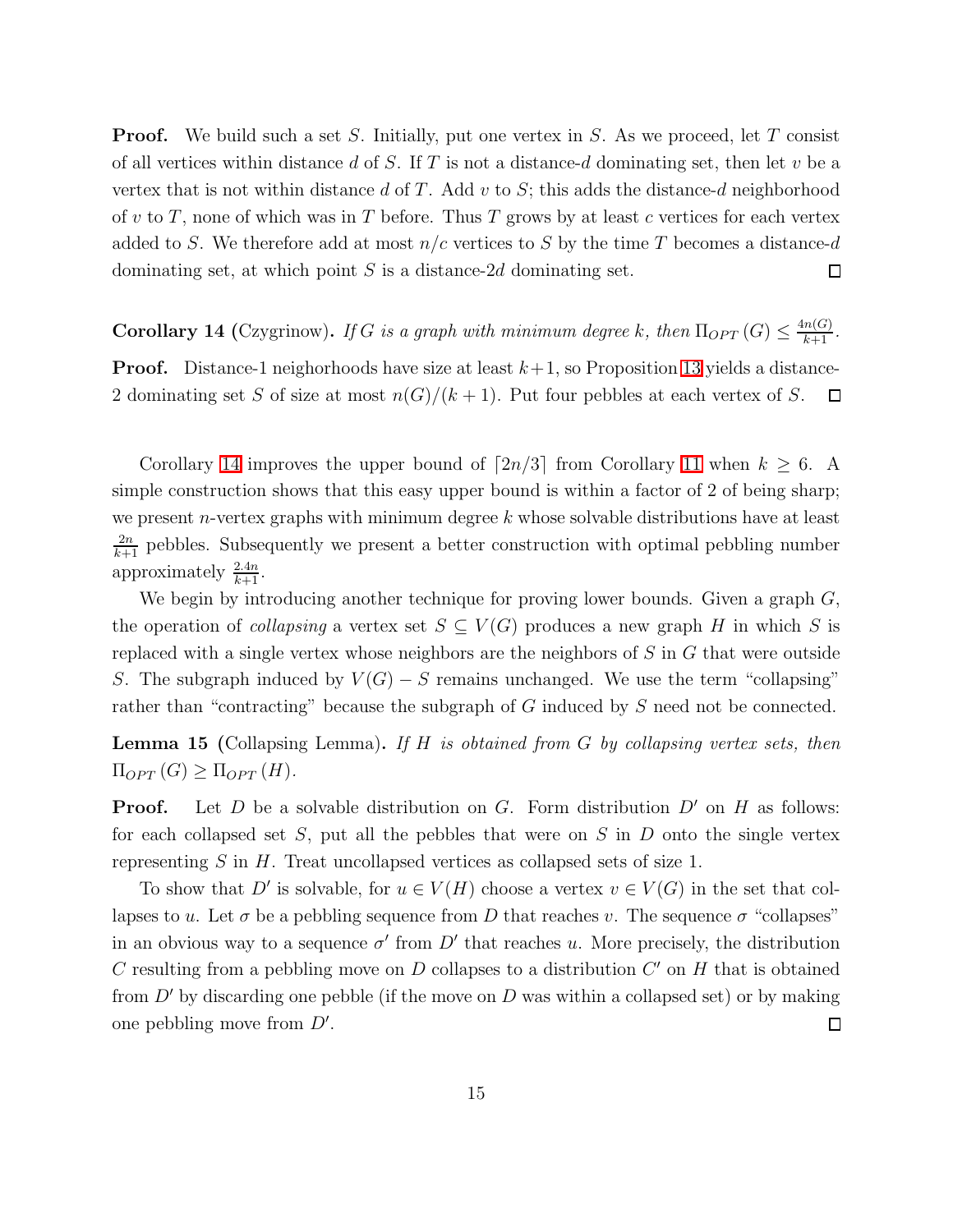**Proof.** We build such a set $S$. Initially, put one vertex in $S$. As we proceed, let $T$ consist of all vertices within distance $d$ of $S$. If $T$ is not a distance-$d$ dominating set, then let $v$ be a vertex that is not within distance $d$ of $T$. Add $v$ to $S$; this adds the distance-$d$ neighborhood of $v$ to $T$, none of which was in $T$ before. Thus $T$ grows by at least $c$ vertices for each vertex added to $S$. We therefore add at most $n/c$ vertices to $S$ by the time $T$ becomes a distance-$d$ dominating set, at which point $S$ is a distance-$2d$ dominating set. $\square$

**Corollary 14** (Czygrinow)**.** *If $G$ is a graph with minimum degree $k$, then $\Pi_{OPT}(G) \leq \frac{4n(G)}{k+1}$.*

**Proof.** Distance-1 neighorhoods have size at least $k+1$, so Proposition 13 yields a distance-2 dominating set $S$ of size at most $n(G)/(k+1)$. Put four pebbles at each vertex of $S$. $\square$

Corollary 14 improves the upper bound of $\lceil 2n/3 \rceil$ from Corollary 11 when $k \geq 6$. A simple construction shows that this easy upper bound is within a factor of 2 of being sharp; we present $n$-vertex graphs with minimum degree $k$ whose solvable distributions have at least $\frac{2n}{k+1}$ pebbles. Subsequently we present a better construction with optimal pebbling number approximately $\frac{2.4n}{k+1}$.

We begin by introducing another technique for proving lower bounds. Given a graph $G$, the operation of *collapsing* a vertex set $S \subseteq V(G)$ produces a new graph $H$ in which $S$ is replaced with a single vertex whose neighbors are the neighbors of $S$ in $G$ that were outside $S$. The subgraph induced by $V(G) - S$ remains unchanged. We use the term "collapsing" rather than "contracting" because the subgraph of $G$ induced by $S$ need not be connected.

**Lemma 15** (Collapsing Lemma)**.** *If $H$ is obtained from $G$ by collapsing vertex sets, then $\Pi_{OPT}(G) \geq \Pi_{OPT}(H)$.*

**Proof.** Let $D$ be a solvable distribution on $G$. Form distribution $D'$ on $H$ as follows: for each collapsed set $S$, put all the pebbles that were on $S$ in $D$ onto the single vertex representing $S$ in $H$. Treat uncollapsed vertices as collapsed sets of size 1.

To show that $D'$ is solvable, for $u \in V(H)$ choose a vertex $v \in V(G)$ in the set that collapses to $u$. Let $\sigma$ be a pebbling sequence from $D$ that reaches $v$. The sequence $\sigma$ "collapses" in an obvious way to a sequence $\sigma'$ from $D'$ that reaches $u$. More precisely, the distribution $C$ resulting from a pebbling move on $D$ collapses to a distribution $C'$ on $H$ that is obtained from $D'$ by discarding one pebble (if the move on $D$ was within a collapsed set) or by making one pebbling move from $D'$. $\square$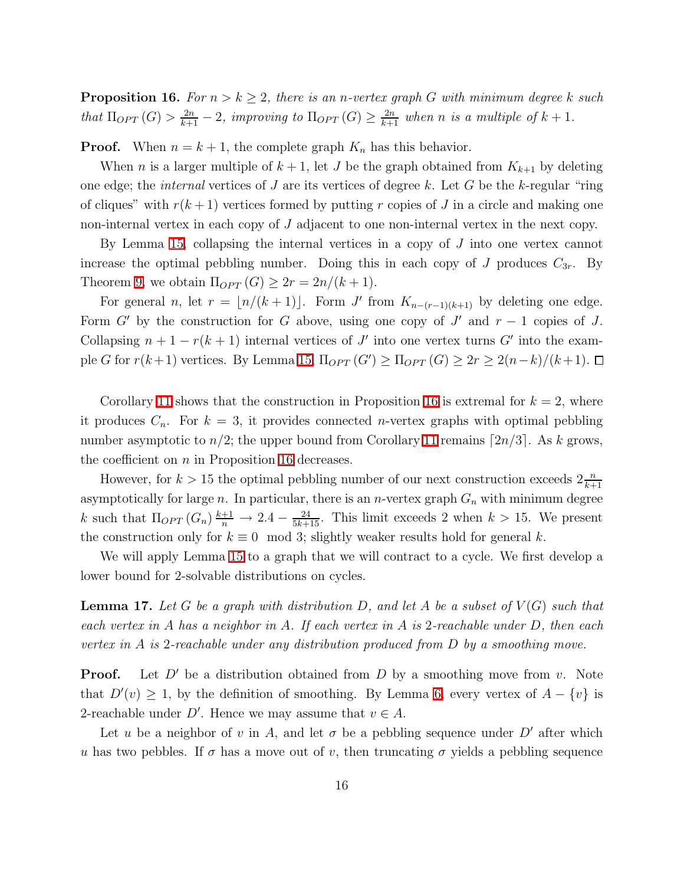**Proposition 16.** *For $n > k \geq 2$, there is an $n$-vertex graph $G$ with minimum degree $k$ such that $\Pi_{OPT}(G) > \frac{2n}{k+1} - 2$, improving to $\Pi_{OPT}(G) \geq \frac{2n}{k+1}$ when $n$ is a multiple of $k+1$.*

**Proof.** When $n = k+1$, the complete graph $K_n$ has this behavior.

When $n$ is a larger multiple of $k+1$, let $J$ be the graph obtained from $K_{k+1}$ by deleting one edge; the *internal* vertices of $J$ are its vertices of degree $k$. Let $G$ be the $k$-regular "ring of cliques" with $r(k+1)$ vertices formed by putting $r$ copies of $J$ in a circle and making one non-internal vertex in each copy of $J$ adjacent to one non-internal vertex in the next copy.

By Lemma 15, collapsing the internal vertices in a copy of $J$ into one vertex cannot increase the optimal pebbling number. Doing this in each copy of $J$ produces $C_{3r}$. By Theorem 9, we obtain $\Pi_{OPT}(G) \geq 2r = 2n/(k+1)$.

For general $n$, let $r = \lfloor n/(k+1) \rfloor$. Form $J'$ from $K_{n-(r-1)(k+1)}$ by deleting one edge. Form $G'$ by the construction for $G$ above, using one copy of $J'$ and $r-1$ copies of $J$. Collapsing $n + 1 - r(k+1)$ internal vertices of $J'$ into one vertex turns $G'$ into the example $G$ for $r(k+1)$ vertices. By Lemma 15, $\Pi_{OPT}(G') \geq \Pi_{OPT}(G) \geq 2r \geq 2(n-k)/(k+1)$. $\square$

Corollary 11 shows that the construction in Proposition 16 is extremal for $k = 2$, where it produces $C_n$. For $k = 3$, it provides connected $n$-vertex graphs with optimal pebbling number asymptotic to $n/2$; the upper bound from Corollary 11 remains $\lceil 2n/3 \rceil$. As $k$ grows, the coefficient on $n$ in Proposition 16 decreases.

However, for $k > 15$ the optimal pebbling number of our next construction exceeds $2\frac{n}{k+1}$ asymptotically for large $n$. In particular, there is an $n$-vertex graph $G_n$ with minimum degree $k$ such that $\Pi_{OPT}(G_n)\frac{k+1}{n} \to 2.4 - \frac{24}{5k+15}$. This limit exceeds 2 when $k > 15$. We present the construction only for $k \equiv 0 \mod 3$; slightly weaker results hold for general $k$.

We will apply Lemma 15 to a graph that we will contract to a cycle. We first develop a lower bound for 2-solvable distributions on cycles.

**Lemma 17.** *Let $G$ be a graph with distribution $D$, and let $A$ be a subset of $V(G)$ such that each vertex in $A$ has a neighbor in $A$. If each vertex in $A$ is 2-reachable under $D$, then each vertex in $A$ is 2-reachable under any distribution produced from $D$ by a smoothing move.*

**Proof.** Let $D'$ be a distribution obtained from $D$ by a smoothing move from $v$. Note that $D'(v) \geq 1$, by the definition of smoothing. By Lemma 6, every vertex of $A - \{v\}$ is 2-reachable under $D'$. Hence we may assume that $v \in A$.

Let $u$ be a neighbor of $v$ in $A$, and let $\sigma$ be a pebbling sequence under $D'$ after which $u$ has two pebbles. If $\sigma$ has a move out of $v$, then truncating $\sigma$ yields a pebbling sequence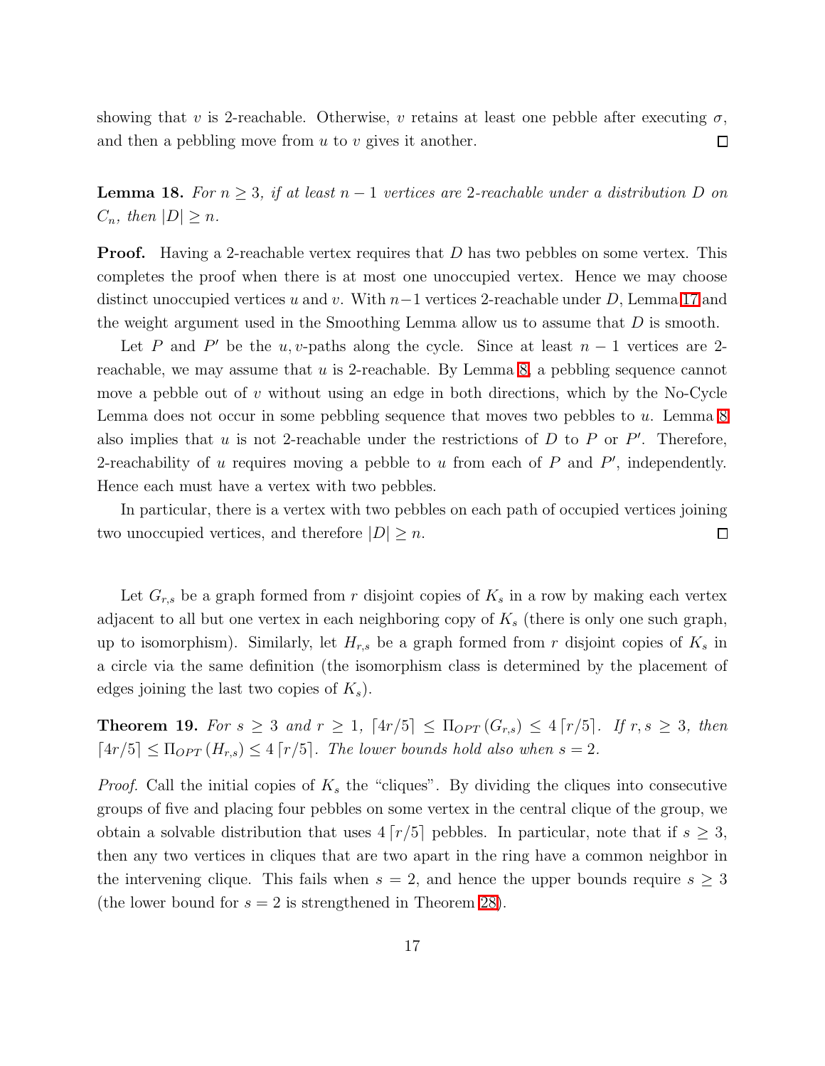showing that $v$ is 2-reachable. Otherwise, $v$ retains at least one pebble after executing $\sigma$, and then a pebbling move from $u$ to $v$ gives it another. ◻

**Lemma 18.** *For $n \geq 3$, if at least $n-1$ vertices are 2-reachable under a distribution $D$ on $C_n$, then $|D| \geq n$.*

**Proof.** Having a 2-reachable vertex requires that $D$ has two pebbles on some vertex. This completes the proof when there is at most one unoccupied vertex. Hence we may choose distinct unoccupied vertices $u$ and $v$. With $n-1$ vertices 2-reachable under $D$, Lemma 17 and the weight argument used in the Smoothing Lemma allow us to assume that $D$ is smooth.

Let $P$ and $P'$ be the $u,v$-paths along the cycle. Since at least $n-1$ vertices are 2-reachable, we may assume that $u$ is 2-reachable. By Lemma 8, a pebbling sequence cannot move a pebble out of $v$ without using an edge in both directions, which by the No-Cycle Lemma does not occur in some pebbling sequence that moves two pebbles to $u$. Lemma 8 also implies that $u$ is not 2-reachable under the restrictions of $D$ to $P$ or $P'$. Therefore, 2-reachability of $u$ requires moving a pebble to $u$ from each of $P$ and $P'$, independently. Hence each must have a vertex with two pebbles.

In particular, there is a vertex with two pebbles on each path of occupied vertices joining two unoccupied vertices, and therefore $|D| \geq n$. ◻

Let $G_{r,s}$ be a graph formed from $r$ disjoint copies of $K_s$ in a row by making each vertex adjacent to all but one vertex in each neighboring copy of $K_s$ (there is only one such graph, up to isomorphism). Similarly, let $H_{r,s}$ be a graph formed from $r$ disjoint copies of $K_s$ in a circle via the same definition (the isomorphism class is determined by the placement of edges joining the last two copies of $K_s$).

**Theorem 19.** *For $s \geq 3$ and $r \geq 1$, $\lceil 4r/5 \rceil \leq \Pi_{OPT}(G_{r,s}) \leq 4\lceil r/5 \rceil$. If $r, s \geq 3$, then $\lceil 4r/5 \rceil \leq \Pi_{OPT}(H_{r,s}) \leq 4\lceil r/5 \rceil$. The lower bounds hold also when $s = 2$.*

*Proof.* Call the initial copies of $K_s$ the "cliques". By dividing the cliques into consecutive groups of five and placing four pebbles on some vertex in the central clique of the group, we obtain a solvable distribution that uses $4\lceil r/5 \rceil$ pebbles. In particular, note that if $s \geq 3$, then any two vertices in cliques that are two apart in the ring have a common neighbor in the intervening clique. This fails when $s = 2$, and hence the upper bounds require $s \geq 3$ (the lower bound for $s = 2$ is strengthened in Theorem 28).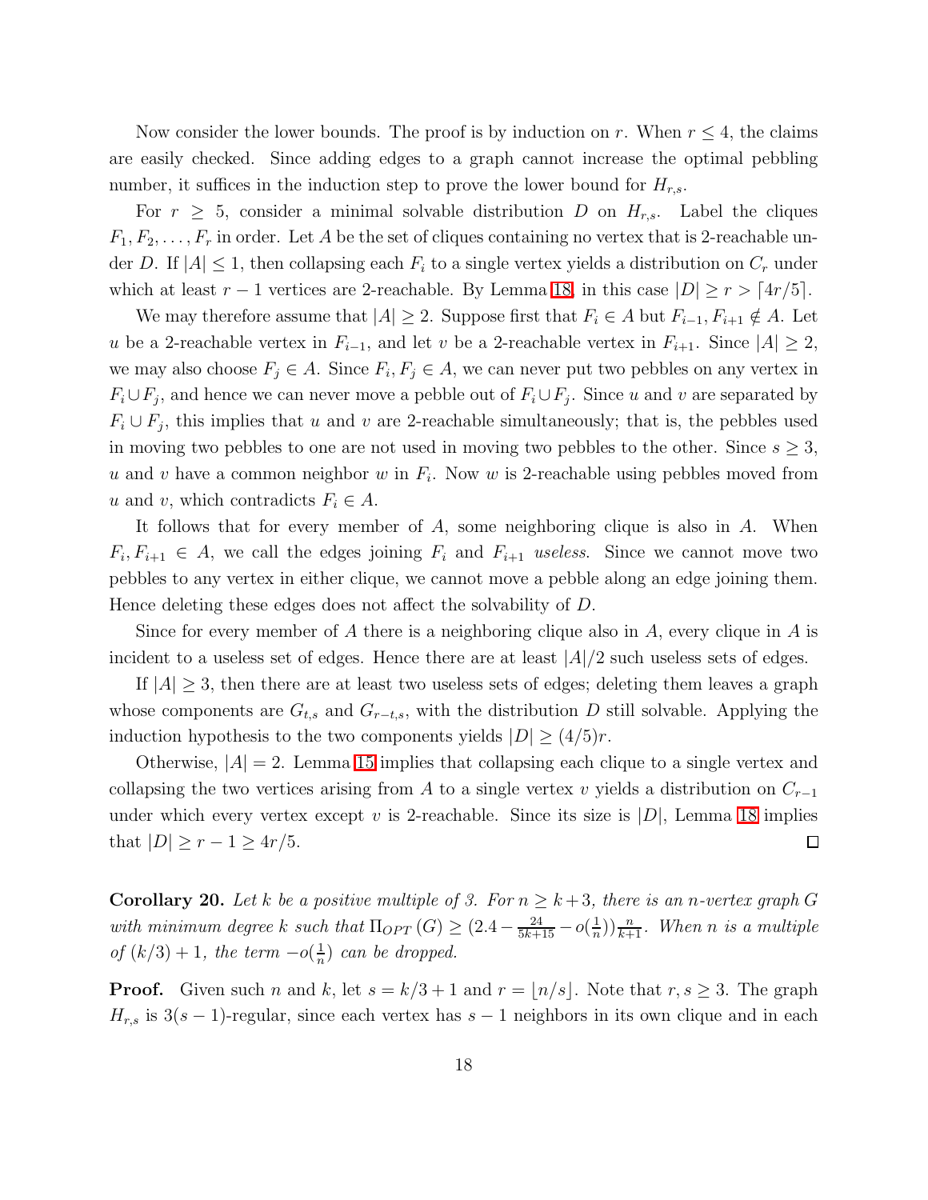Now consider the lower bounds. The proof is by induction on $r$. When $r \leq 4$, the claims are easily checked. Since adding edges to a graph cannot increase the optimal pebbling number, it suffices in the induction step to prove the lower bound for $H_{r,s}$.

For $r \geq 5$, consider a minimal solvable distribution $D$ on $H_{r,s}$. Label the cliques $F_1, F_2, \ldots, F_r$ in order. Let $A$ be the set of cliques containing no vertex that is 2-reachable under $D$. If $|A| \leq 1$, then collapsing each $F_i$ to a single vertex yields a distribution on $C_r$ under which at least $r-1$ vertices are 2-reachable. By Lemma 18, in this case $|D| \geq r > \lceil 4r/5 \rceil$.

We may therefore assume that $|A| \geq 2$. Suppose first that $F_i \in A$ but $F_{i-1}, F_{i+1} \notin A$. Let $u$ be a 2-reachable vertex in $F_{i-1}$, and let $v$ be a 2-reachable vertex in $F_{i+1}$. Since $|A| \geq 2$, we may also choose $F_j \in A$. Since $F_i, F_j \in A$, we can never put two pebbles on any vertex in $F_i \cup F_j$, and hence we can never move a pebble out of $F_i \cup F_j$. Since $u$ and $v$ are separated by $F_i \cup F_j$, this implies that $u$ and $v$ are 2-reachable simultaneously; that is, the pebbles used in moving two pebbles to one are not used in moving two pebbles to the other. Since $s \geq 3$, $u$ and $v$ have a common neighbor $w$ in $F_i$. Now $w$ is 2-reachable using pebbles moved from $u$ and $v$, which contradicts $F_i \in A$.

It follows that for every member of $A$, some neighboring clique is also in $A$. When $F_i, F_{i+1} \in A$, we call the edges joining $F_i$ and $F_{i+1}$ *useless*. Since we cannot move two pebbles to any vertex in either clique, we cannot move a pebble along an edge joining them. Hence deleting these edges does not affect the solvability of $D$.

Since for every member of $A$ there is a neighboring clique also in $A$, every clique in $A$ is incident to a useless set of edges. Hence there are at least $|A|/2$ such useless sets of edges.

If $|A| \geq 3$, then there are at least two useless sets of edges; deleting them leaves a graph whose components are $G_{t,s}$ and $G_{r-t,s}$, with the distribution $D$ still solvable. Applying the induction hypothesis to the two components yields $|D| \geq (4/5)r$.

Otherwise, $|A| = 2$. Lemma 15 implies that collapsing each clique to a single vertex and collapsing the two vertices arising from $A$ to a single vertex $v$ yields a distribution on $C_{r-1}$ under which every vertex except $v$ is 2-reachable. Since its size is $|D|$, Lemma 18 implies that $|D| \geq r - 1 \geq 4r/5$. □

**Corollary 20.** *Let $k$ be a positive multiple of 3. For $n \geq k+3$, there is an $n$-vertex graph $G$ with minimum degree $k$ such that $\Pi_{OPT}(G) \geq (2.4 - \frac{24}{5k+15} - o(\frac{1}{n}))\frac{n}{k+1}$. When $n$ is a multiple of $(k/3)+1$, the term $-o(\frac{1}{n})$ can be dropped.*

**Proof.** Given such $n$ and $k$, let $s = k/3 + 1$ and $r = \lfloor n/s \rfloor$. Note that $r, s \geq 3$. The graph $H_{r,s}$ is $3(s-1)$-regular, since each vertex has $s-1$ neighbors in its own clique and in each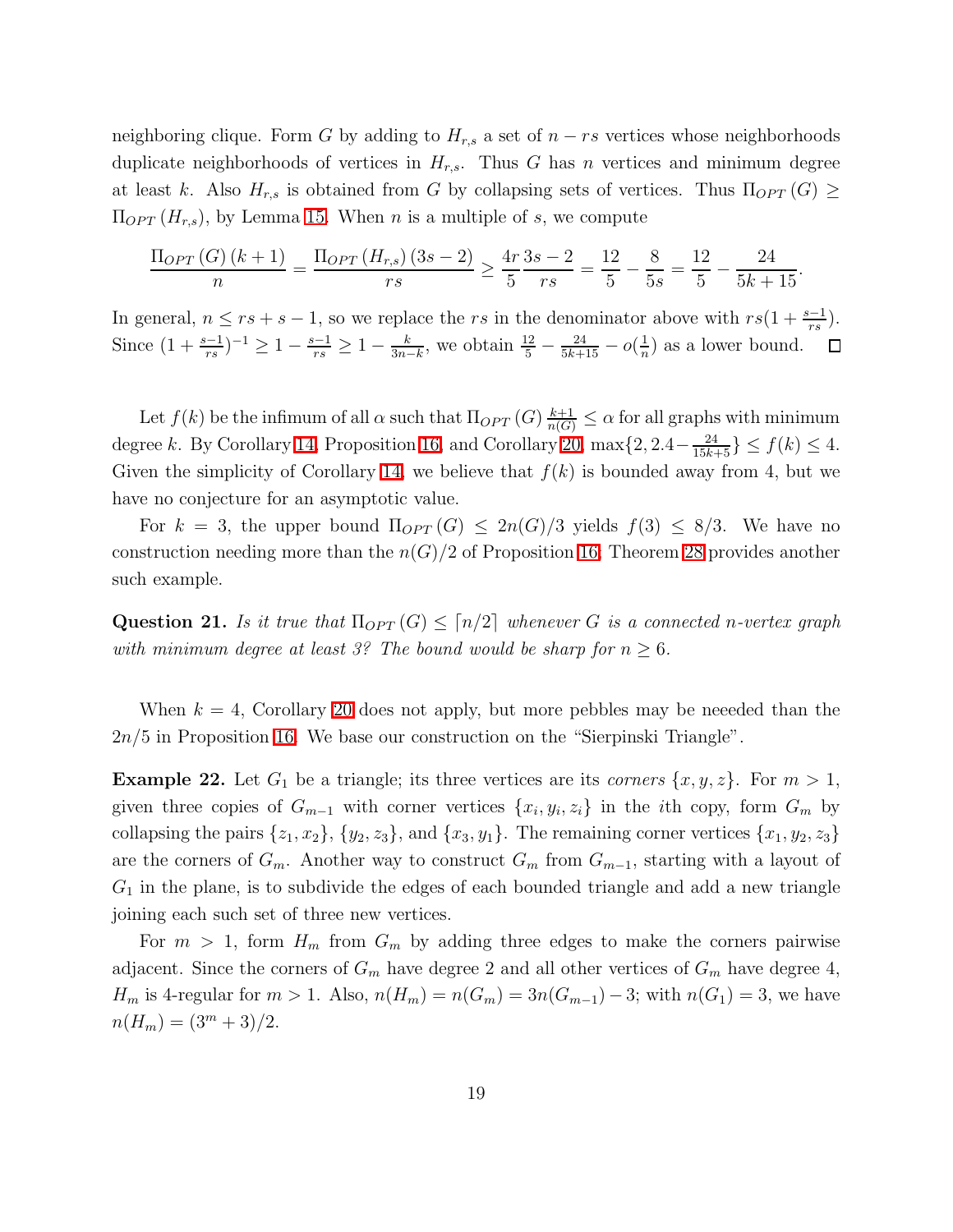neighboring clique. Form $G$ by adding to $H_{r,s}$ a set of $n - rs$ vertices whose neighborhoods duplicate neighborhoods of vertices in $H_{r,s}$. Thus $G$ has $n$ vertices and minimum degree at least $k$. Also $H_{r,s}$ is obtained from $G$ by collapsing sets of vertices. Thus $\Pi_{OPT}(G) \geq \Pi_{OPT}(H_{r,s})$, by Lemma 15. When $n$ is a multiple of $s$, we compute

$$\frac{\Pi_{OPT}(G)(k+1)}{n} = \frac{\Pi_{OPT}(H_{r,s})(3s-2)}{rs} \geq \frac{4r}{5}\frac{3s-2}{rs} = \frac{12}{5} - \frac{8}{5s} = \frac{12}{5} - \frac{24}{5k+15}.$$

In general, $n \leq rs + s - 1$, so we replace the $rs$ in the denominator above with $rs(1 + \frac{s-1}{rs})$. Since $(1 + \frac{s-1}{rs})^{-1} \geq 1 - \frac{s-1}{rs} \geq 1 - \frac{k}{3n-k}$, we obtain $\frac{12}{5} - \frac{24}{5k+15} - o(\frac{1}{n})$ as a lower bound. $\square$

Let $f(k)$ be the infimum of all $\alpha$ such that $\Pi_{OPT}(G)\frac{k+1}{n(G)} \leq \alpha$ for all graphs with minimum degree $k$. By Corollary 14, Proposition 16, and Corollary 20, $\max\{2, 2.4 - \frac{24}{15k+5}\} \leq f(k) \leq 4$. Given the simplicity of Corollary 14, we believe that $f(k)$ is bounded away from 4, but we have no conjecture for an asymptotic value.

For $k = 3$, the upper bound $\Pi_{OPT}(G) \leq 2n(G)/3$ yields $f(3) \leq 8/3$. We have no construction needing more than the $n(G)/2$ of Proposition 16; Theorem 28 provides another such example.

**Question 21.** *Is it true that $\Pi_{OPT}(G) \leq \lceil n/2 \rceil$ whenever $G$ is a connected $n$-vertex graph with minimum degree at least 3? The bound would be sharp for $n \geq 6$.*

When $k = 4$, Corollary 20 does not apply, but more pebbles may be neeeded than the $2n/5$ in Proposition 16. We base our construction on the "Sierpinski Triangle".

**Example 22.** Let $G_1$ be a triangle; its three vertices are its *corners* $\{x, y, z\}$. For $m > 1$, given three copies of $G_{m-1}$ with corner vertices $\{x_i, y_i, z_i\}$ in the $i$th copy, form $G_m$ by collapsing the pairs $\{z_1, x_2\}$, $\{y_2, z_3\}$, and $\{x_3, y_1\}$. The remaining corner vertices $\{x_1, y_2, z_3\}$ are the corners of $G_m$. Another way to construct $G_m$ from $G_{m-1}$, starting with a layout of $G_1$ in the plane, is to subdivide the edges of each bounded triangle and add a new triangle joining each such set of three new vertices.

For $m > 1$, form $H_m$ from $G_m$ by adding three edges to make the corners pairwise adjacent. Since the corners of $G_m$ have degree 2 and all other vertices of $G_m$ have degree 4, $H_m$ is 4-regular for $m > 1$. Also, $n(H_m) = n(G_m) = 3n(G_{m-1}) - 3$; with $n(G_1) = 3$, we have $n(H_m) = (3^m + 3)/2$.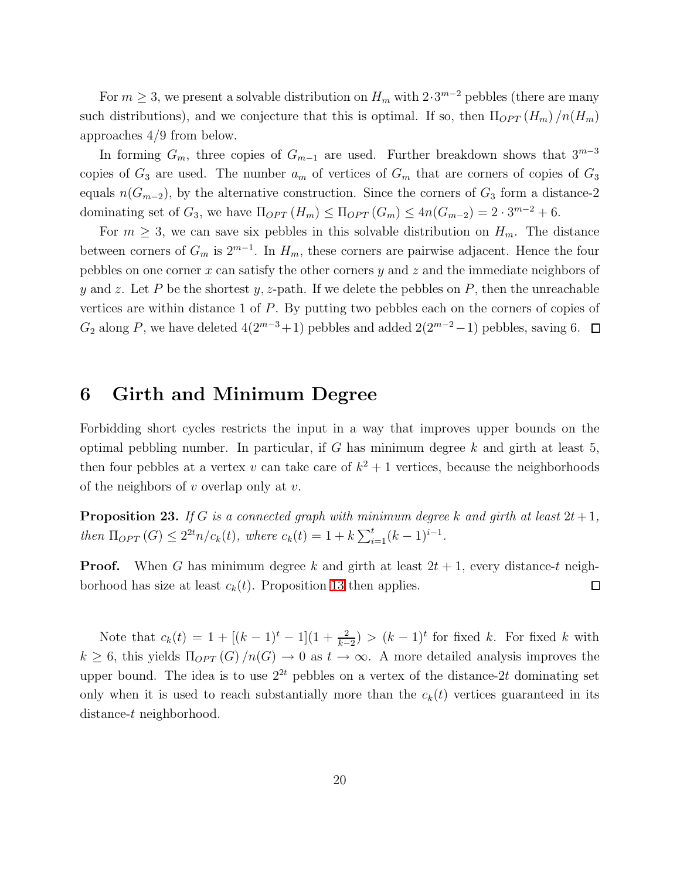For $m \geq 3$, we present a solvable distribution on $H_m$ with $2 \cdot 3^{m-2}$ pebbles (there are many such distributions), and we conjecture that this is optimal. If so, then $\Pi_{OPT}(H_m)/n(H_m)$ approaches $4/9$ from below.

In forming $G_m$, three copies of $G_{m-1}$ are used. Further breakdown shows that $3^{m-3}$ copies of $G_3$ are used. The number $a_m$ of vertices of $G_m$ that are corners of copies of $G_3$ equals $n(G_{m-2})$, by the alternative construction. Since the corners of $G_3$ form a distance-2 dominating set of $G_3$, we have $\Pi_{OPT}(H_m) \leq \Pi_{OPT}(G_m) \leq 4n(G_{m-2}) = 2 \cdot 3^{m-2} + 6$.

For $m \geq 3$, we can save six pebbles in this solvable distribution on $H_m$. The distance between corners of $G_m$ is $2^{m-1}$. In $H_m$, these corners are pairwise adjacent. Hence the four pebbles on one corner $x$ can satisfy the other corners $y$ and $z$ and the immediate neighbors of $y$ and $z$. Let $P$ be the shortest $y, z$-path. If we delete the pebbles on $P$, then the unreachable vertices are within distance 1 of $P$. By putting two pebbles each on the corners of copies of $G_2$ along $P$, we have deleted $4(2^{m-3}+1)$ pebbles and added $2(2^{m-2}-1)$ pebbles, saving 6. □

## 6 Girth and Minimum Degree

Forbidding short cycles restricts the input in a way that improves upper bounds on the optimal pebbling number. In particular, if $G$ has minimum degree $k$ and girth at least 5, then four pebbles at a vertex $v$ can take care of $k^2 + 1$ vertices, because the neighborhoods of the neighbors of $v$ overlap only at $v$.

**Proposition 23.** *If $G$ is a connected graph with minimum degree $k$ and girth at least $2t+1$, then $\Pi_{OPT}(G) \leq 2^{2t}n/c_k(t)$, where $c_k(t) = 1 + k\sum_{i=1}^{t}(k-1)^{i-1}$.*

**Proof.** When $G$ has minimum degree $k$ and girth at least $2t + 1$, every distance-$t$ neighborhood has size at least $c_k(t)$. Proposition 13 then applies. □

Note that $c_k(t) = 1 + [(k-1)^t - 1](1 + \frac{2}{k-2}) > (k-1)^t$ for fixed $k$. For fixed $k$ with $k \geq 6$, this yields $\Pi_{OPT}(G)/n(G) \to 0$ as $t \to \infty$. A more detailed analysis improves the upper bound. The idea is to use $2^{2t}$ pebbles on a vertex of the distance-$2t$ dominating set only when it is used to reach substantially more than the $c_k(t)$ vertices guaranteed in its distance-$t$ neighborhood.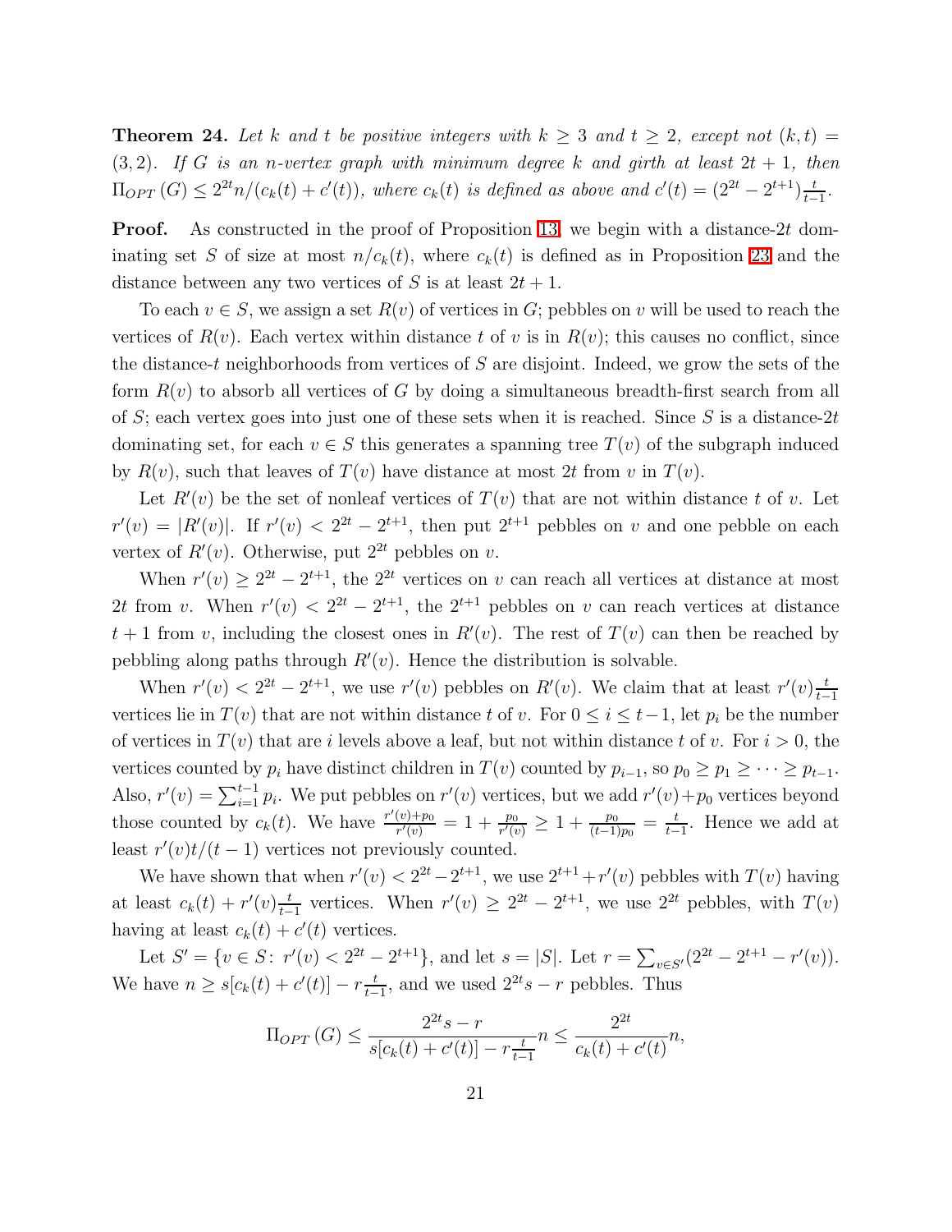**Theorem 24.** *Let $k$ and $t$ be positive integers with $k \geq 3$ and $t \geq 2$, except not $(k,t) = (3,2)$. If $G$ is an $n$-vertex graph with minimum degree $k$ and girth at least $2t+1$, then $\Pi_{OPT}(G) \leq 2^{2t}n/(c_k(t)+c'(t))$, where $c_k(t)$ is defined as above and $c'(t) = (2^{2t} - 2^{t+1})\frac{t}{t-1}$.*

**Proof.** As constructed in the proof of Proposition 13, we begin with a distance-$2t$ dominating set $S$ of size at most $n/c_k(t)$, where $c_k(t)$ is defined as in Proposition 23 and the distance between any two vertices of $S$ is at least $2t+1$.

To each $v \in S$, we assign a set $R(v)$ of vertices in $G$; pebbles on $v$ will be used to reach the vertices of $R(v)$. Each vertex within distance $t$ of $v$ is in $R(v)$; this causes no conflict, since the distance-$t$ neighborhoods from vertices of $S$ are disjoint. Indeed, we grow the sets of the form $R(v)$ to absorb all vertices of $G$ by doing a simultaneous breadth-first search from all of $S$; each vertex goes into just one of these sets when it is reached. Since $S$ is a distance-$2t$ dominating set, for each $v \in S$ this generates a spanning tree $T(v)$ of the subgraph induced by $R(v)$, such that leaves of $T(v)$ have distance at most $2t$ from $v$ in $T(v)$.

Let $R'(v)$ be the set of nonleaf vertices of $T(v)$ that are not within distance $t$ of $v$. Let $r'(v) = |R'(v)|$. If $r'(v) < 2^{2t} - 2^{t+1}$, then put $2^{t+1}$ pebbles on $v$ and one pebble on each vertex of $R'(v)$. Otherwise, put $2^{2t}$ pebbles on $v$.

When $r'(v) \geq 2^{2t} - 2^{t+1}$, the $2^{2t}$ vertices on $v$ can reach all vertices at distance at most $2t$ from $v$. When $r'(v) < 2^{2t} - 2^{t+1}$, the $2^{t+1}$ pebbles on $v$ can reach vertices at distance $t+1$ from $v$, including the closest ones in $R'(v)$. The rest of $T(v)$ can then be reached by pebbling along paths through $R'(v)$. Hence the distribution is solvable.

When $r'(v) < 2^{2t} - 2^{t+1}$, we use $r'(v)$ pebbles on $R'(v)$. We claim that at least $r'(v)\frac{t}{t-1}$ vertices lie in $T(v)$ that are not within distance $t$ of $v$. For $0 \leq i \leq t-1$, let $p_i$ be the number of vertices in $T(v)$ that are $i$ levels above a leaf, but not within distance $t$ of $v$. For $i > 0$, the vertices counted by $p_i$ have distinct children in $T(v)$ counted by $p_{i-1}$, so $p_0 \geq p_1 \geq \cdots \geq p_{t-1}$. Also, $r'(v) = \sum_{i=1}^{t-1} p_i$. We put pebbles on $r'(v)$ vertices, but we add $r'(v)+p_0$ vertices beyond those counted by $c_k(t)$. We have $\frac{r'(v)+p_0}{r'(v)} = 1 + \frac{p_0}{r'(v)} \geq 1 + \frac{p_0}{(t-1)p_0} = \frac{t}{t-1}$. Hence we add at least $r'(v)t/(t-1)$ vertices not previously counted.

We have shown that when $r'(v) < 2^{2t} - 2^{t+1}$, we use $2^{t+1} + r'(v)$ pebbles with $T(v)$ having at least $c_k(t) + r'(v)\frac{t}{t-1}$ vertices. When $r'(v) \geq 2^{2t} - 2^{t+1}$, we use $2^{2t}$ pebbles, with $T(v)$ having at least $c_k(t) + c'(t)$ vertices.

Let $S' = \{v \in S \colon r'(v) < 2^{2t} - 2^{t+1}\}$, and let $s = |S|$. Let $r = \sum_{v \in S'}(2^{2t} - 2^{t+1} - r'(v))$. We have $n \geq s[c_k(t) + c'(t)] - r\frac{t}{t-1}$, and we used $2^{2t}s - r$ pebbles. Thus

$$\Pi_{OPT}(G) \leq \frac{2^{2t}s - r}{s[c_k(t)+c'(t)] - r\frac{t}{t-1}}n \leq \frac{2^{2t}}{c_k(t)+c'(t)}n,$$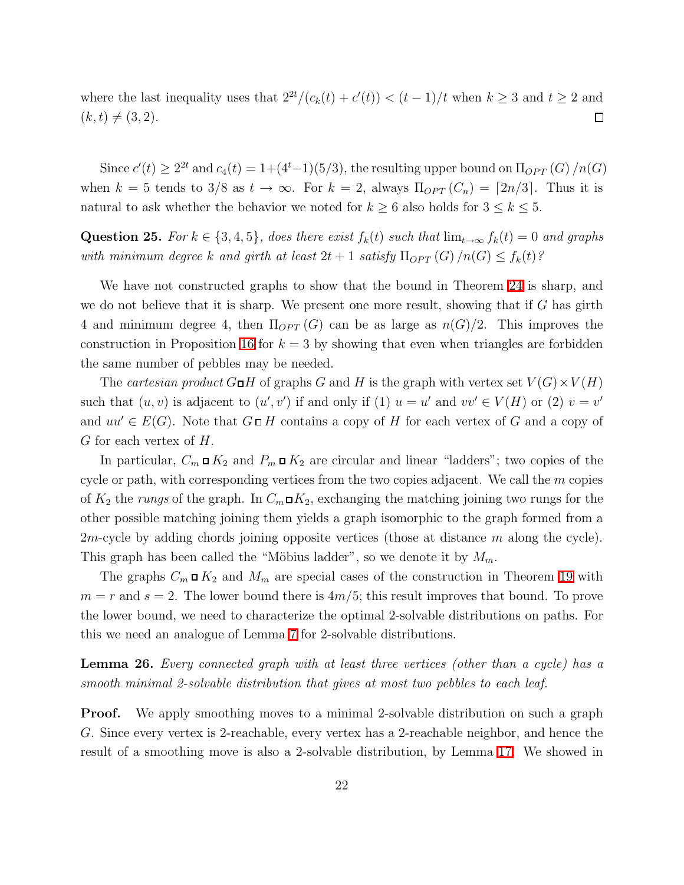where the last inequality uses that $2^{2t}/(c_k(t)+c'(t)) < (t-1)/t$ when $k \ge 3$ and $t \ge 2$ and $(k,t) \ne (3,2)$. □

Since $c'(t) \ge 2^{2t}$ and $c_4(t) = 1+(4^t-1)(5/3)$, the resulting upper bound on $\Pi_{OPT}(G)/n(G)$ when $k=5$ tends to $3/8$ as $t \to \infty$. For $k=2$, always $\Pi_{OPT}(C_n) = \lceil 2n/3 \rceil$. Thus it is natural to ask whether the behavior we noted for $k \ge 6$ also holds for $3 \le k \le 5$.

**Question 25.** *For $k \in \{3,4,5\}$, does there exist $f_k(t)$ such that $\lim_{t\to\infty} f_k(t) = 0$ and graphs with minimum degree $k$ and girth at least $2t+1$ satisfy $\Pi_{OPT}(G)/n(G) \le f_k(t)$?*

We have not constructed graphs to show that the bound in Theorem 24 is sharp, and we do not believe that it is sharp. We present one more result, showing that if $G$ has girth 4 and minimum degree 4, then $\Pi_{OPT}(G)$ can be as large as $n(G)/2$. This improves the construction in Proposition 16 for $k=3$ by showing that even when triangles are forbidden the same number of pebbles may be needed.

The *cartesian product* $G \square H$ of graphs $G$ and $H$ is the graph with vertex set $V(G) \times V(H)$ such that $(u,v)$ is adjacent to $(u',v')$ if and only if (1) $u = u'$ and $vv' \in V(H)$ or (2) $v = v'$ and $uu' \in E(G)$. Note that $G \square H$ contains a copy of $H$ for each vertex of $G$ and a copy of $G$ for each vertex of $H$.

In particular, $C_m \square K_2$ and $P_m \square K_2$ are circular and linear "ladders"; two copies of the cycle or path, with corresponding vertices from the two copies adjacent. We call the $m$ copies of $K_2$ the *rungs* of the graph. In $C_m \square K_2$, exchanging the matching joining two rungs for the other possible matching joining them yields a graph isomorphic to the graph formed from a $2m$-cycle by adding chords joining opposite vertices (those at distance $m$ along the cycle). This graph has been called the "Möbius ladder", so we denote it by $M_m$.

The graphs $C_m \square K_2$ and $M_m$ are special cases of the construction in Theorem 19 with $m = r$ and $s = 2$. The lower bound there is $4m/5$; this result improves that bound. To prove the lower bound, we need to characterize the optimal 2-solvable distributions on paths. For this we need an analogue of Lemma 7 for 2-solvable distributions.

**Lemma 26.** *Every connected graph with at least three vertices (other than a cycle) has a smooth minimal 2-solvable distribution that gives at most two pebbles to each leaf.*

**Proof.** We apply smoothing moves to a minimal 2-solvable distribution on such a graph $G$. Since every vertex is 2-reachable, every vertex has a 2-reachable neighbor, and hence the result of a smoothing move is also a 2-solvable distribution, by Lemma 17. We showed in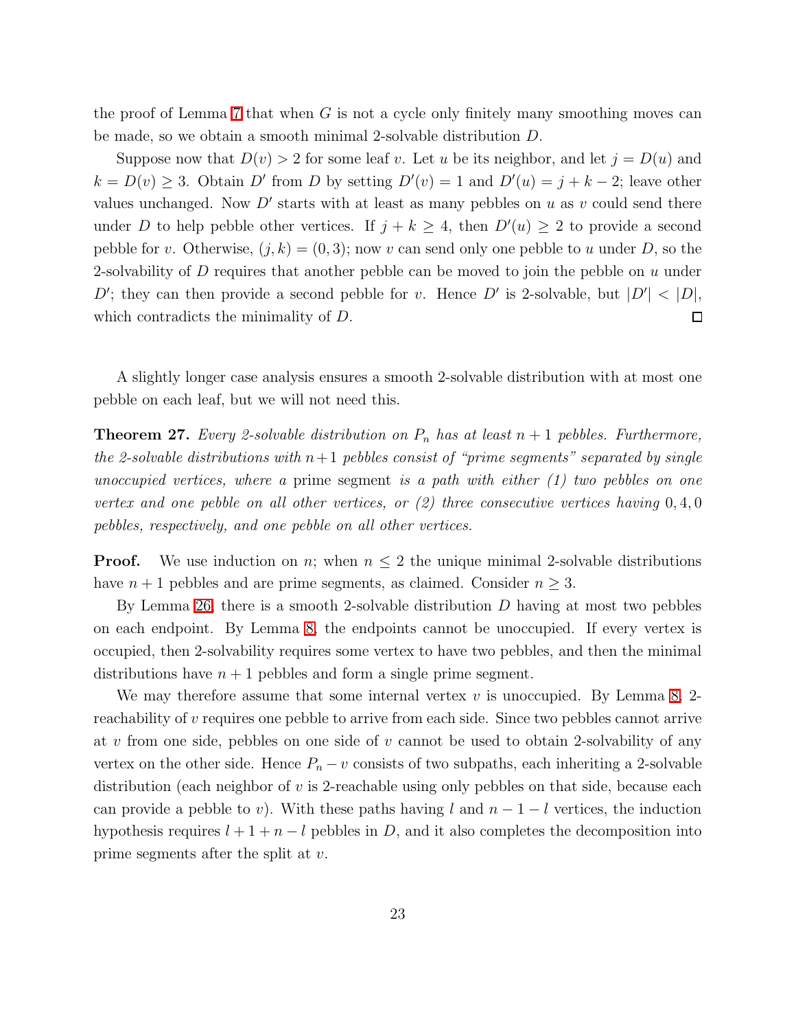the proof of Lemma 7 that when $G$ is not a cycle only finitely many smoothing moves can be made, so we obtain a smooth minimal 2-solvable distribution $D$.

Suppose now that $D(v) > 2$ for some leaf $v$. Let $u$ be its neighbor, and let $j = D(u)$ and $k = D(v) \geq 3$. Obtain $D'$ from $D$ by setting $D'(v) = 1$ and $D'(u) = j + k - 2$; leave other values unchanged. Now $D'$ starts with at least as many pebbles on $u$ as $v$ could send there under $D$ to help pebble other vertices. If $j + k \geq 4$, then $D'(u) \geq 2$ to provide a second pebble for $v$. Otherwise, $(j, k) = (0, 3)$; now $v$ can send only one pebble to $u$ under $D$, so the 2-solvability of $D$ requires that another pebble can be moved to join the pebble on $u$ under $D'$; they can then provide a second pebble for $v$. Hence $D'$ is 2-solvable, but $|D'| < |D|$, which contradicts the minimality of $D$. ☐

A slightly longer case analysis ensures a smooth 2-solvable distribution with at most one pebble on each leaf, but we will not need this.

**Theorem 27.** *Every 2-solvable distribution on $P_n$ has at least $n + 1$ pebbles. Furthermore, the 2-solvable distributions with $n+1$ pebbles consist of "prime segments" separated by single unoccupied vertices, where a* prime segment *is a path with either (1) two pebbles on one vertex and one pebble on all other vertices, or (2) three consecutive vertices having $0, 4, 0$ pebbles, respectively, and one pebble on all other vertices.*

**Proof.** We use induction on $n$; when $n \leq 2$ the unique minimal 2-solvable distributions have $n + 1$ pebbles and are prime segments, as claimed. Consider $n \geq 3$.

By Lemma 26, there is a smooth 2-solvable distribution $D$ having at most two pebbles on each endpoint. By Lemma 8, the endpoints cannot be unoccupied. If every vertex is occupied, then 2-solvability requires some vertex to have two pebbles, and then the minimal distributions have $n + 1$ pebbles and form a single prime segment.

We may therefore assume that some internal vertex $v$ is unoccupied. By Lemma 8, 2-reachability of $v$ requires one pebble to arrive from each side. Since two pebbles cannot arrive at $v$ from one side, pebbles on one side of $v$ cannot be used to obtain 2-solvability of any vertex on the other side. Hence $P_n - v$ consists of two subpaths, each inheriting a 2-solvable distribution (each neighbor of $v$ is 2-reachable using only pebbles on that side, because each can provide a pebble to $v$). With these paths having $l$ and $n - 1 - l$ vertices, the induction hypothesis requires $l + 1 + n - l$ pebbles in $D$, and it also completes the decomposition into prime segments after the split at $v$.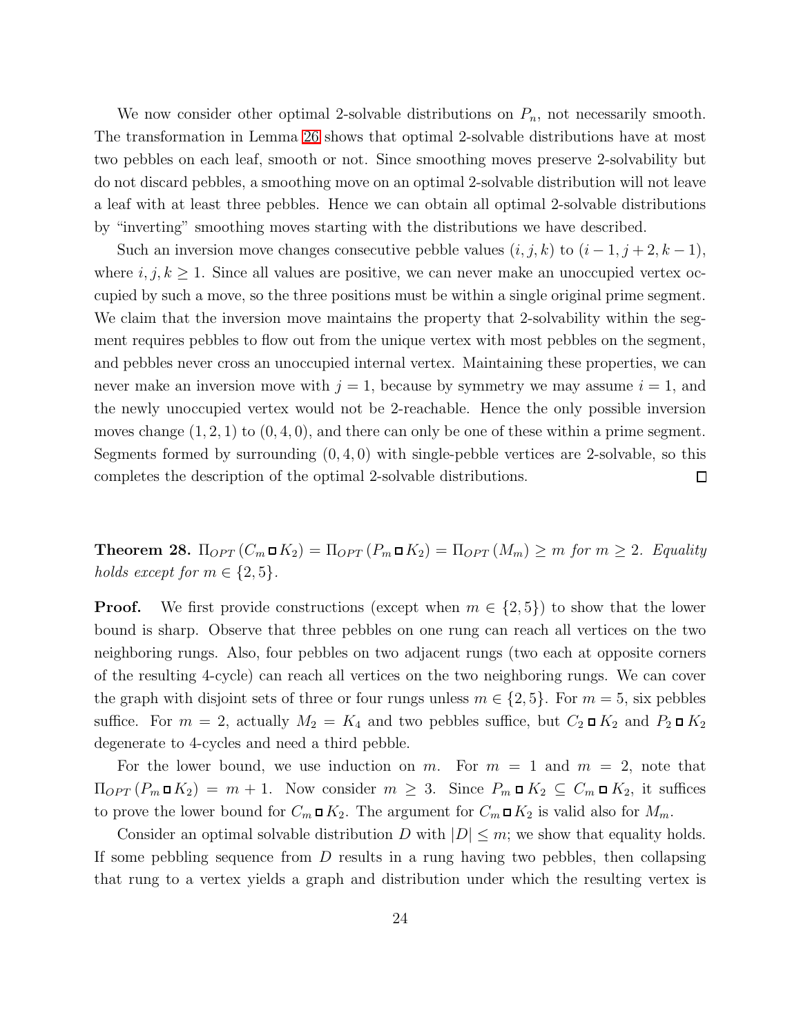We now consider other optimal 2-solvable distributions on $P_n$, not necessarily smooth. The transformation in Lemma 26 shows that optimal 2-solvable distributions have at most two pebbles on each leaf, smooth or not. Since smoothing moves preserve 2-solvability but do not discard pebbles, a smoothing move on an optimal 2-solvable distribution will not leave a leaf with at least three pebbles. Hence we can obtain all optimal 2-solvable distributions by "inverting" smoothing moves starting with the distributions we have described.

Such an inversion move changes consecutive pebble values $(i, j, k)$ to $(i-1, j+2, k-1)$, where $i, j, k \geq 1$. Since all values are positive, we can never make an unoccupied vertex occupied by such a move, so the three positions must be within a single original prime segment. We claim that the inversion move maintains the property that 2-solvability within the segment requires pebbles to flow out from the unique vertex with most pebbles on the segment, and pebbles never cross an unoccupied internal vertex. Maintaining these properties, we can never make an inversion move with $j = 1$, because by symmetry we may assume $i = 1$, and the newly unoccupied vertex would not be 2-reachable. Hence the only possible inversion moves change $(1, 2, 1)$ to $(0, 4, 0)$, and there can only be one of these within a prime segment. Segments formed by surrounding $(0, 4, 0)$ with single-pebble vertices are 2-solvable, so this completes the description of the optimal 2-solvable distributions. $\square$

**Theorem 28.** *$\Pi_{OPT}(C_m \,\square\, K_2) = \Pi_{OPT}(P_m \,\square\, K_2) = \Pi_{OPT}(M_m) \geq m$ for $m \geq 2$. Equality holds except for $m \in \{2, 5\}$.*

**Proof.** We first provide constructions (except when $m \in \{2, 5\}$) to show that the lower bound is sharp. Observe that three pebbles on one rung can reach all vertices on the two neighboring rungs. Also, four pebbles on two adjacent rungs (two each at opposite corners of the resulting 4-cycle) can reach all vertices on the two neighboring rungs. We can cover the graph with disjoint sets of three or four rungs unless $m \in \{2, 5\}$. For $m = 5$, six pebbles suffice. For $m = 2$, actually $M_2 = K_4$ and two pebbles suffice, but $C_2 \,\square\, K_2$ and $P_2 \,\square\, K_2$ degenerate to 4-cycles and need a third pebble.

For the lower bound, we use induction on $m$. For $m = 1$ and $m = 2$, note that $\Pi_{OPT}(P_m \,\square\, K_2) = m + 1$. Now consider $m \geq 3$. Since $P_m \,\square\, K_2 \subseteq C_m \,\square\, K_2$, it suffices to prove the lower bound for $C_m \,\square\, K_2$. The argument for $C_m \,\square\, K_2$ is valid also for $M_m$.

Consider an optimal solvable distribution $D$ with $|D| \leq m$; we show that equality holds. If some pebbling sequence from $D$ results in a rung having two pebbles, then collapsing that rung to a vertex yields a graph and distribution under which the resulting vertex is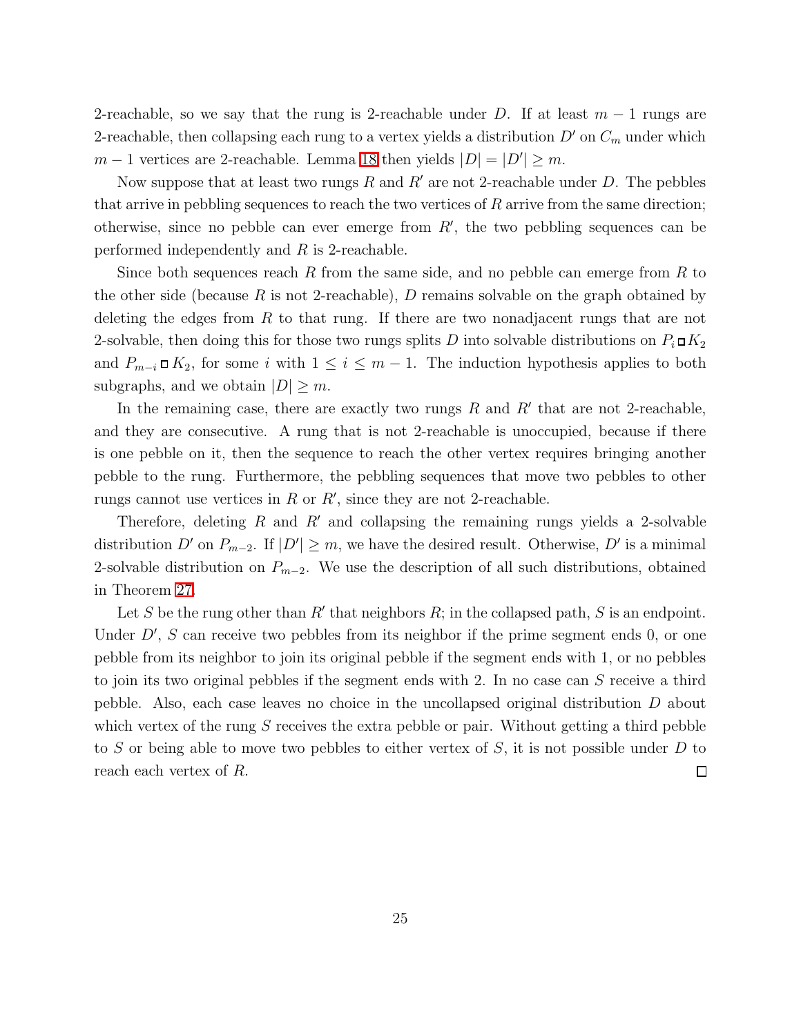2-reachable, so we say that the rung is 2-reachable under $D$. If at least $m-1$ rungs are 2-reachable, then collapsing each rung to a vertex yields a distribution $D'$ on $C_m$ under which $m-1$ vertices are 2-reachable. Lemma 18 then yields $|D| = |D'| \ge m$.

Now suppose that at least two rungs $R$ and $R'$ are not 2-reachable under $D$. The pebbles that arrive in pebbling sequences to reach the two vertices of $R$ arrive from the same direction; otherwise, since no pebble can ever emerge from $R'$, the two pebbling sequences can be performed independently and $R$ is 2-reachable.

Since both sequences reach $R$ from the same side, and no pebble can emerge from $R$ to the other side (because $R$ is not 2-reachable), $D$ remains solvable on the graph obtained by deleting the edges from $R$ to that rung. If there are two nonadjacent rungs that are not 2-solvable, then doing this for those two rungs splits $D$ into solvable distributions on $P_i \square K_2$ and $P_{m-i} \square K_2$, for some $i$ with $1 \le i \le m-1$. The induction hypothesis applies to both subgraphs, and we obtain $|D| \ge m$.

In the remaining case, there are exactly two rungs $R$ and $R'$ that are not 2-reachable, and they are consecutive. A rung that is not 2-reachable is unoccupied, because if there is one pebble on it, then the sequence to reach the other vertex requires bringing another pebble to the rung. Furthermore, the pebbling sequences that move two pebbles to other rungs cannot use vertices in $R$ or $R'$, since they are not 2-reachable.

Therefore, deleting $R$ and $R'$ and collapsing the remaining rungs yields a 2-solvable distribution $D'$ on $P_{m-2}$. If $|D'| \ge m$, we have the desired result. Otherwise, $D'$ is a minimal 2-solvable distribution on $P_{m-2}$. We use the description of all such distributions, obtained in Theorem 27.

Let $S$ be the rung other than $R'$ that neighbors $R$; in the collapsed path, $S$ is an endpoint. Under $D'$, $S$ can receive two pebbles from its neighbor if the prime segment ends 0, or one pebble from its neighbor to join its original pebble if the segment ends with 1, or no pebbles to join its two original pebbles if the segment ends with 2. In no case can $S$ receive a third pebble. Also, each case leaves no choice in the uncollapsed original distribution $D$ about which vertex of the rung $S$ receives the extra pebble or pair. Without getting a third pebble to $S$ or being able to move two pebbles to either vertex of $S$, it is not possible under $D$ to reach each vertex of $R$. □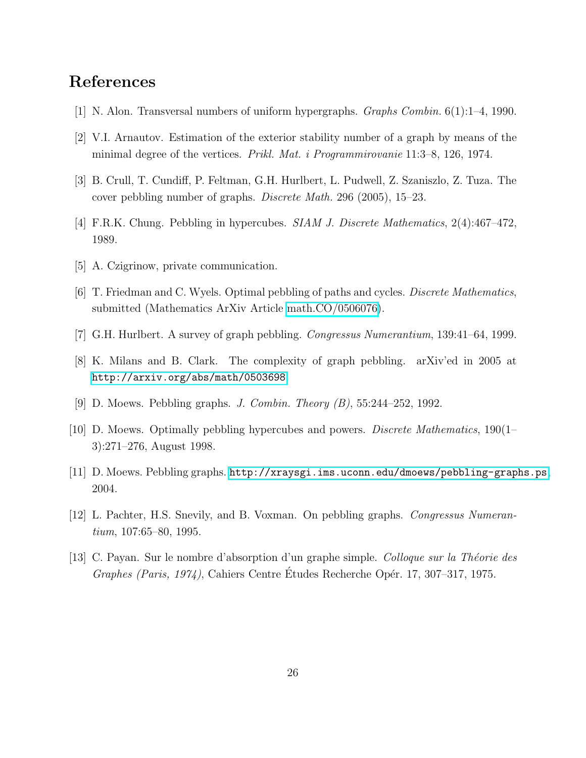## References

[1] N. Alon. Transversal numbers of uniform hypergraphs. *Graphs Combin.* 6(1):1–4, 1990.

[2] V.I. Arnautov. Estimation of the exterior stability number of a graph by means of the minimal degree of the vertices. *Prikl. Mat. i Programmirovanie* 11:3–8, 126, 1974.

[3] B. Crull, T. Cundiff, P. Feltman, G.H. Hurlbert, L. Pudwell, Z. Szaniszlo, Z. Tuza. The cover pebbling number of graphs. *Discrete Math.* 296 (2005), 15–23.

[4] F.R.K. Chung. Pebbling in hypercubes. *SIAM J. Discrete Mathematics*, 2(4):467–472, 1989.

[5] A. Czigrinow, private communication.

[6] T. Friedman and C. Wyels. Optimal pebbling of paths and cycles. *Discrete Mathematics*, submitted (Mathematics ArXiv Article math.CO/0506076).

[7] G.H. Hurlbert. A survey of graph pebbling. *Congressus Numerantium*, 139:41–64, 1999.

[8] K. Milans and B. Clark. The complexity of graph pebbling. arXiv'ed in 2005 at `http://arxiv.org/abs/math/0503698`

[9] D. Moews. Pebbling graphs. *J. Combin. Theory (B)*, 55:244–252, 1992.

[10] D. Moews. Optimally pebbling hypercubes and powers. *Discrete Mathematics*, 190(1–3):271–276, August 1998.

[11] D. Moews. Pebbling graphs. `http://xraysgi.ims.uconn.edu/dmoews/pebbling-graphs.ps`, 2004.

[12] L. Pachter, H.S. Snevily, and B. Voxman. On pebbling graphs. *Congressus Numerantium*, 107:65–80, 1995.

[13] C. Payan. Sur le nombre d'absorption d'un graphe simple. *Colloque sur la Théorie des Graphes (Paris, 1974)*, Cahiers Centre Études Recherche Opér. 17, 307–317, 1975.